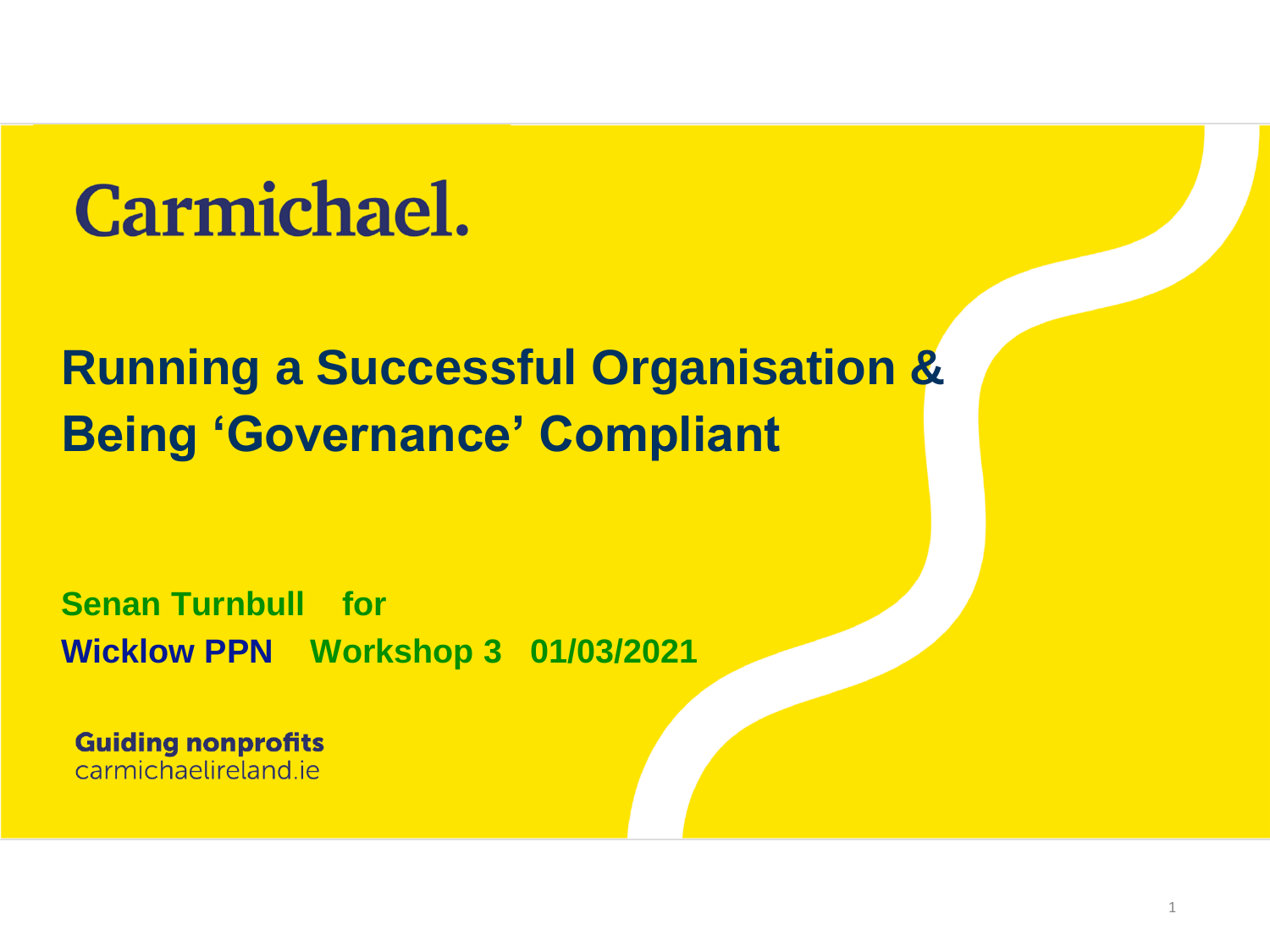Carmichael.

# Running a Successful Organisation & Being ‘Governance’ Compliant

**Senan Turnbull for**
**Wicklow PPN Workshop 3 01/03/2021**

**Guiding nonprofits**
carmichaelireland.ie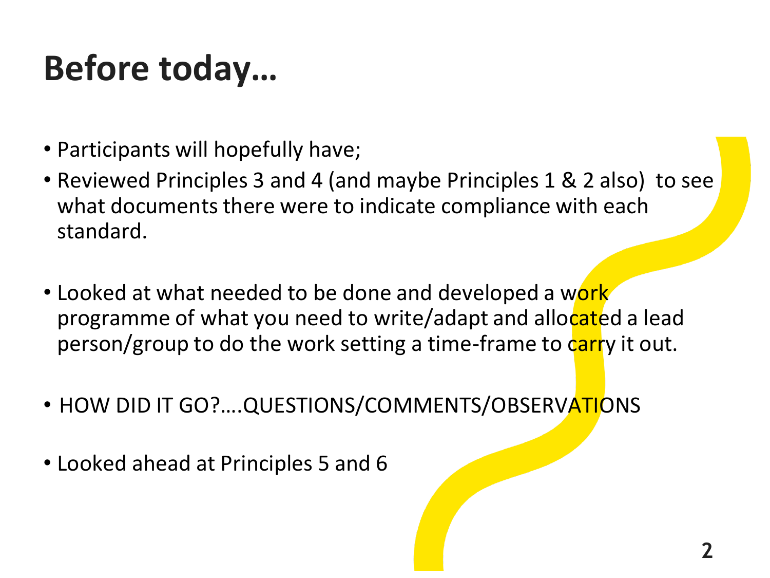# Before today…

- Participants will hopefully have;
- Reviewed Principles 3 and 4 (and maybe Principles 1 & 2 also) to see what documents there were to indicate compliance with each standard.
- Looked at what needed to be done and developed a work programme of what you need to write/adapt and allocated a lead person/group to do the work setting a time-frame to carry it out.
- HOW DID IT GO?….QUESTIONS/COMMENTS/OBSERVATIONS
- Looked ahead at Principles 5 and 6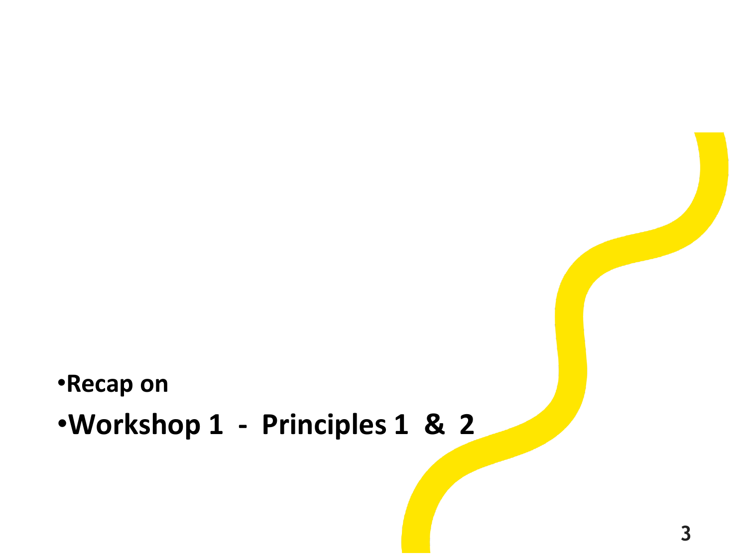- **Recap on**
- **Workshop 1 - Principles 1 & 2**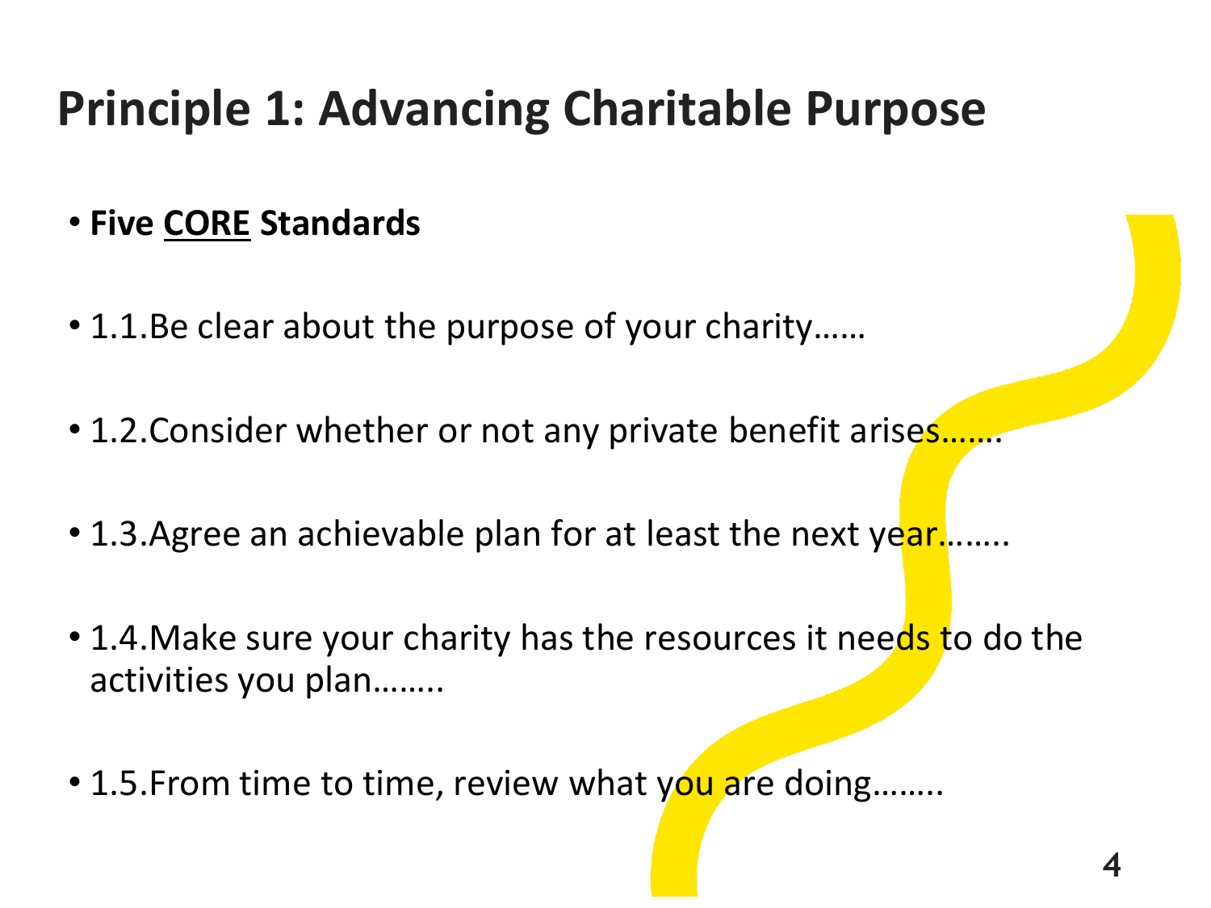# Principle 1: Advancing Charitable Purpose

- **Five <u>CORE</u> Standards**
- 1.1.Be clear about the purpose of your charity……
- 1.2.Consider whether or not any private benefit arises…….
- 1.3.Agree an achievable plan for at least the next year……..
- 1.4.Make sure your charity has the resources it needs to do the activities you plan……..
- 1.5.From time to time, review what you are doing……..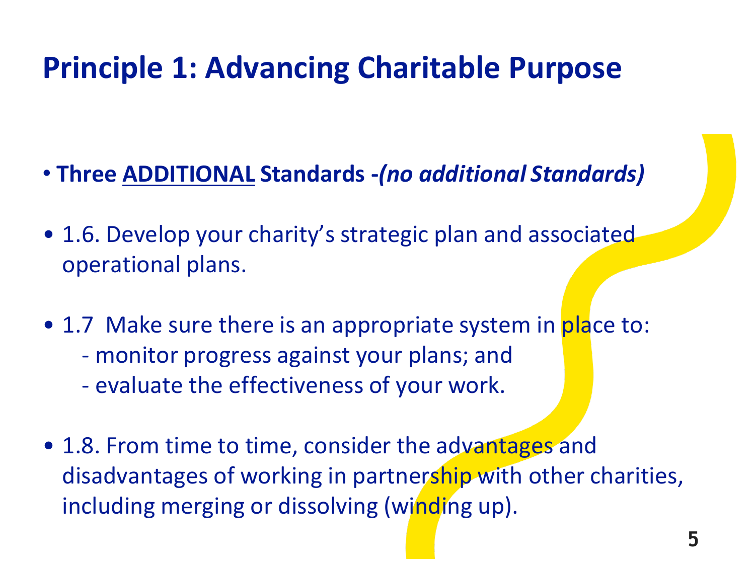# Principle 1: Advancing Charitable Purpose

- **Three <u>ADDITIONAL</u> Standards -*(no additional Standards)***

- 1.6. Develop your charity's strategic plan and associated operational plans.

- 1.7 Make sure there is an appropriate system in place to:
  - monitor progress against your plans; and
  - evaluate the effectiveness of your work.

- 1.8. From time to time, consider the advantages and disadvantages of working in partnership with other charities, including merging or dissolving (winding up).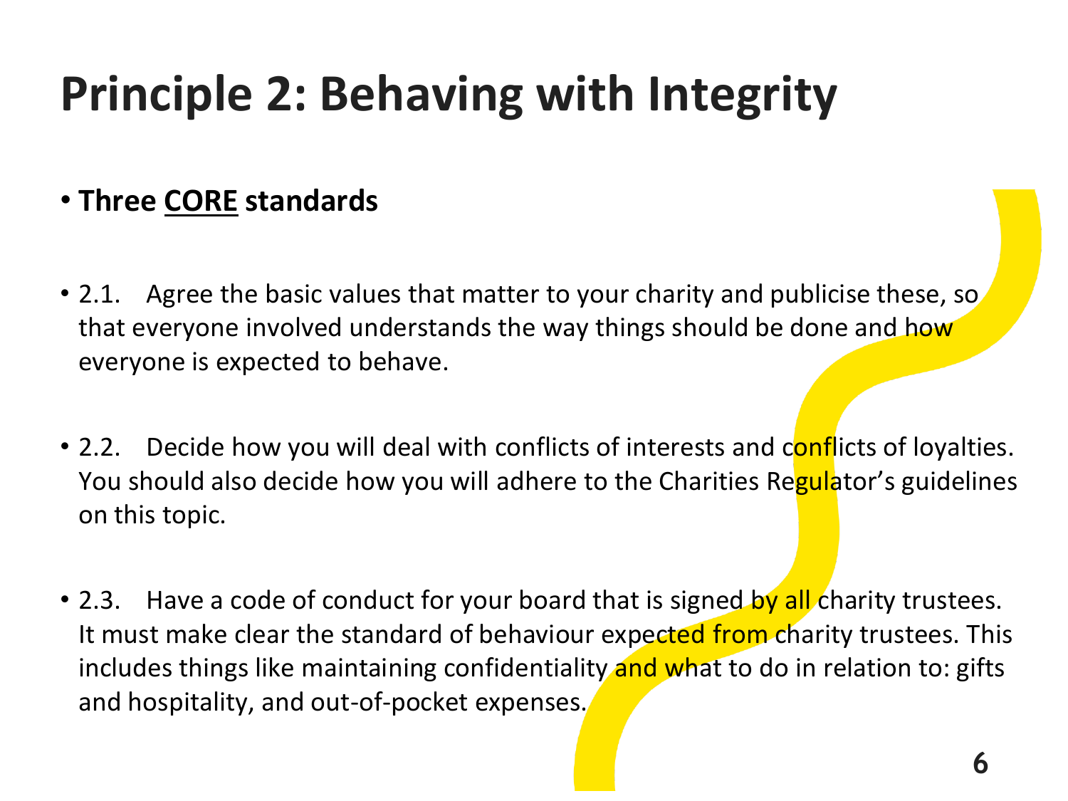# Principle 2: Behaving with Integrity

- **Three <u>CORE</u> standards**

- 2.1. Agree the basic values that matter to your charity and publicise these, so that everyone involved understands the way things should be done and how everyone is expected to behave.

- 2.2. Decide how you will deal with conflicts of interests and conflicts of loyalties. You should also decide how you will adhere to the Charities Regulator's guidelines on this topic.

- 2.3. Have a code of conduct for your board that is signed by all charity trustees. It must make clear the standard of behaviour expected from charity trustees. This includes things like maintaining confidentiality and what to do in relation to: gifts and hospitality, and out-of-pocket expenses.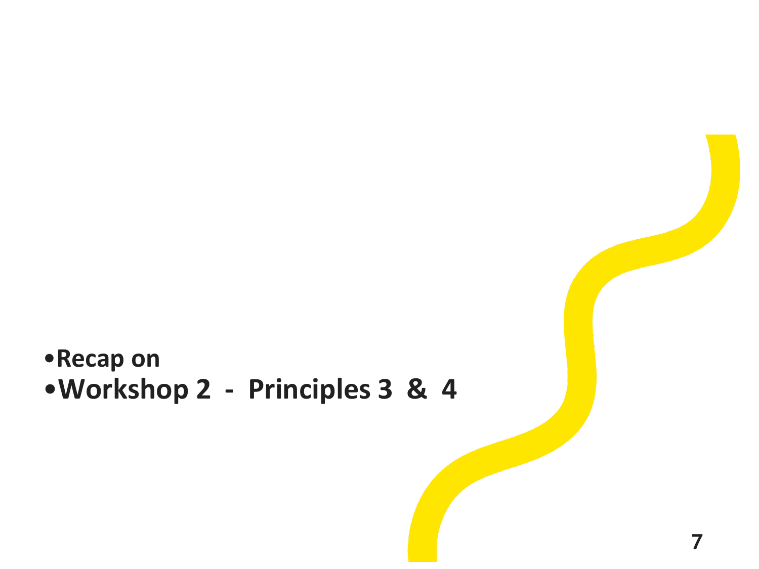- **Recap on**
- **Workshop 2 - Principles 3 & 4**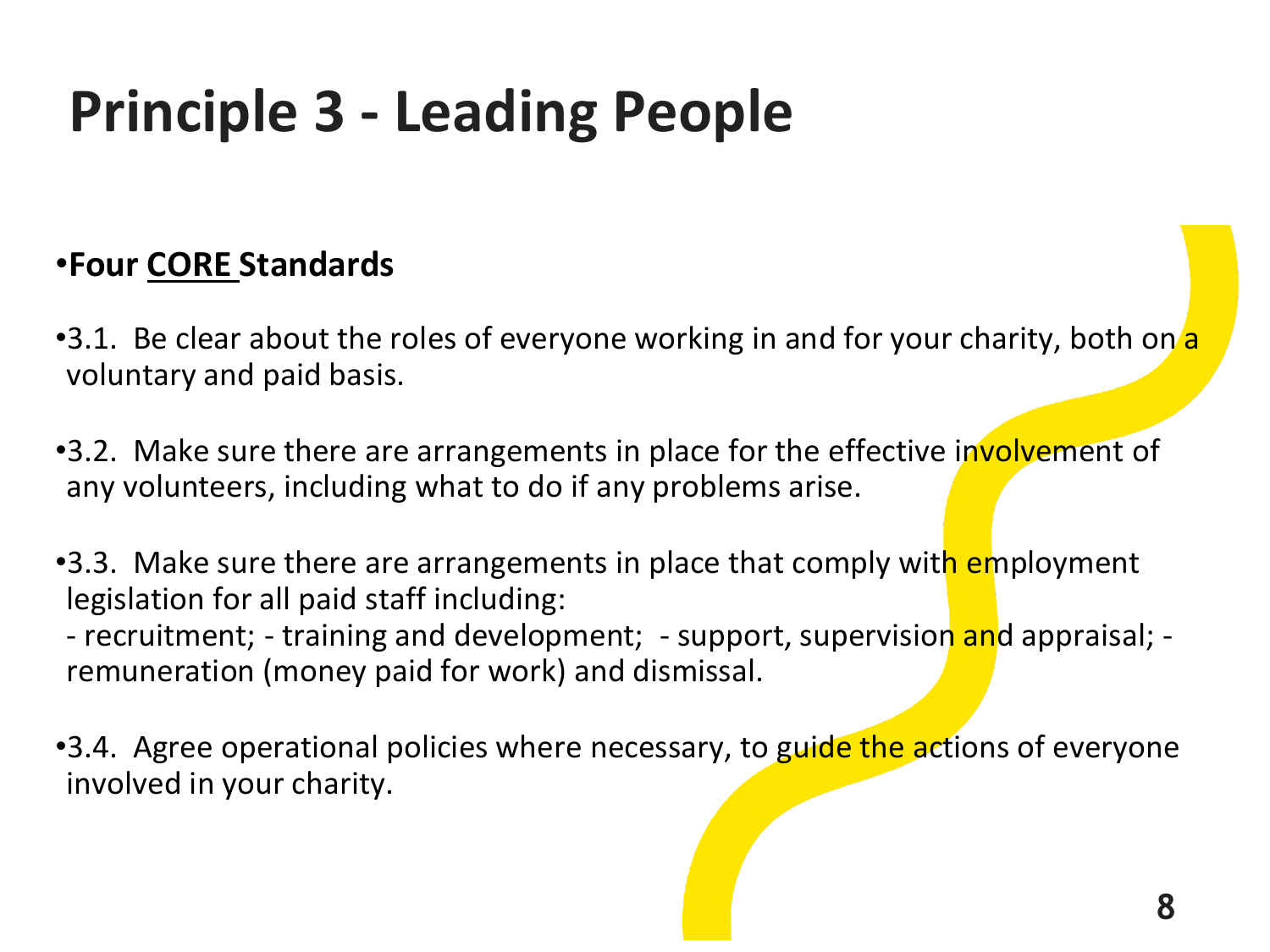# Principle 3 - Leading People

- **Four CORE Standards**
- 3.1. Be clear about the roles of everyone working in and for your charity, both on a voluntary and paid basis.
- 3.2. Make sure there are arrangements in place for the effective involvement of any volunteers, including what to do if any problems arise.
- 3.3. Make sure there are arrangements in place that comply with employment legislation for all paid staff including:
  - recruitment; - training and development; - support, supervision and appraisal; - remuneration (money paid for work) and dismissal.
- 3.4. Agree operational policies where necessary, to guide the actions of everyone involved in your charity.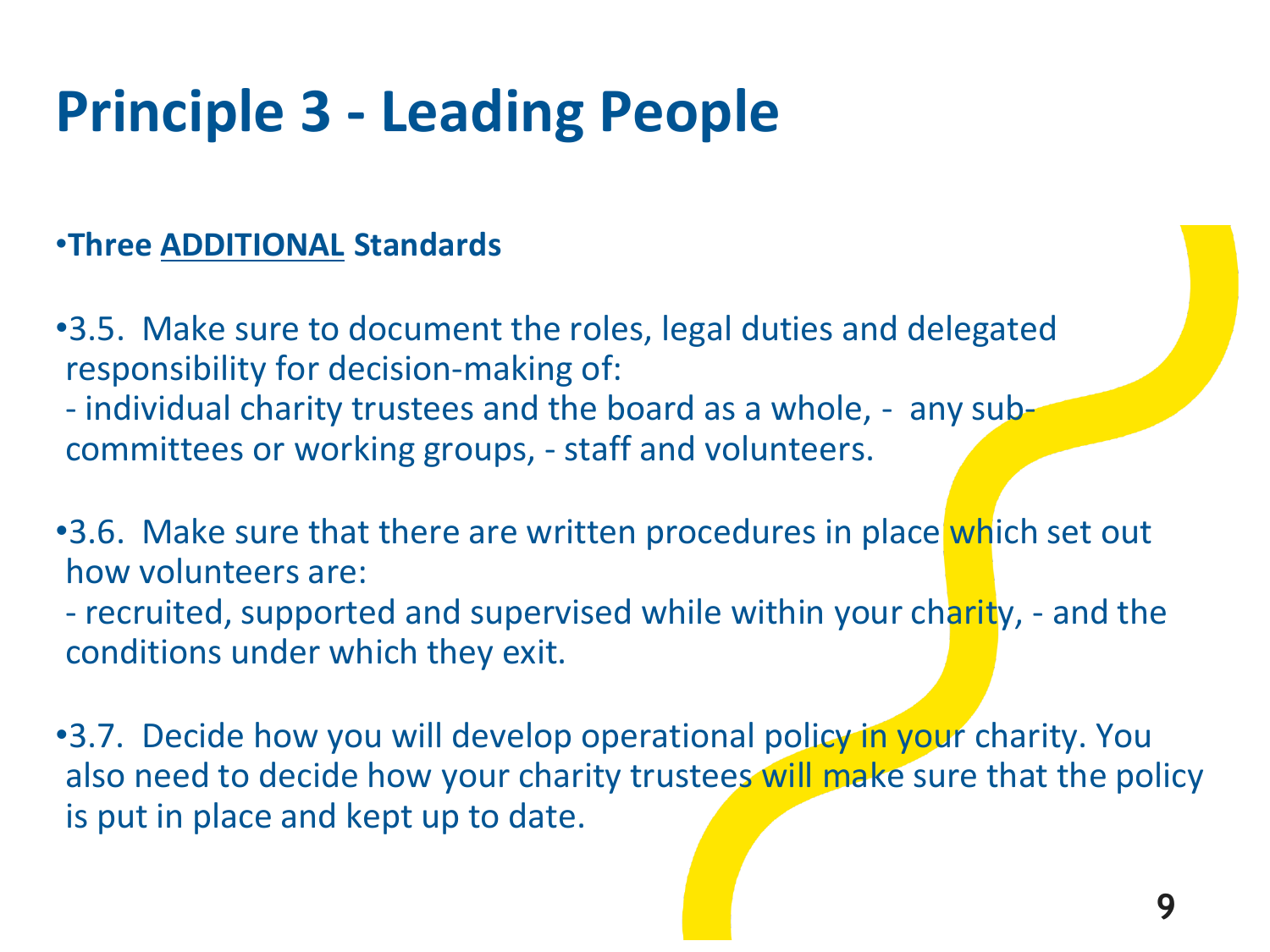# Principle 3 - Leading People

- **Three <u>ADDITIONAL</u> Standards**

- 3.5. Make sure to document the roles, legal duties and delegated responsibility for decision-making of:
  - individual charity trustees and the board as a whole, - any sub-committees or working groups, - staff and volunteers.

- 3.6. Make sure that there are written procedures in place which set out how volunteers are:
  - recruited, supported and supervised while within your charity, - and the conditions under which they exit.

- 3.7. Decide how you will develop operational policy in your charity. You also need to decide how your charity trustees will make sure that the policy is put in place and kept up to date.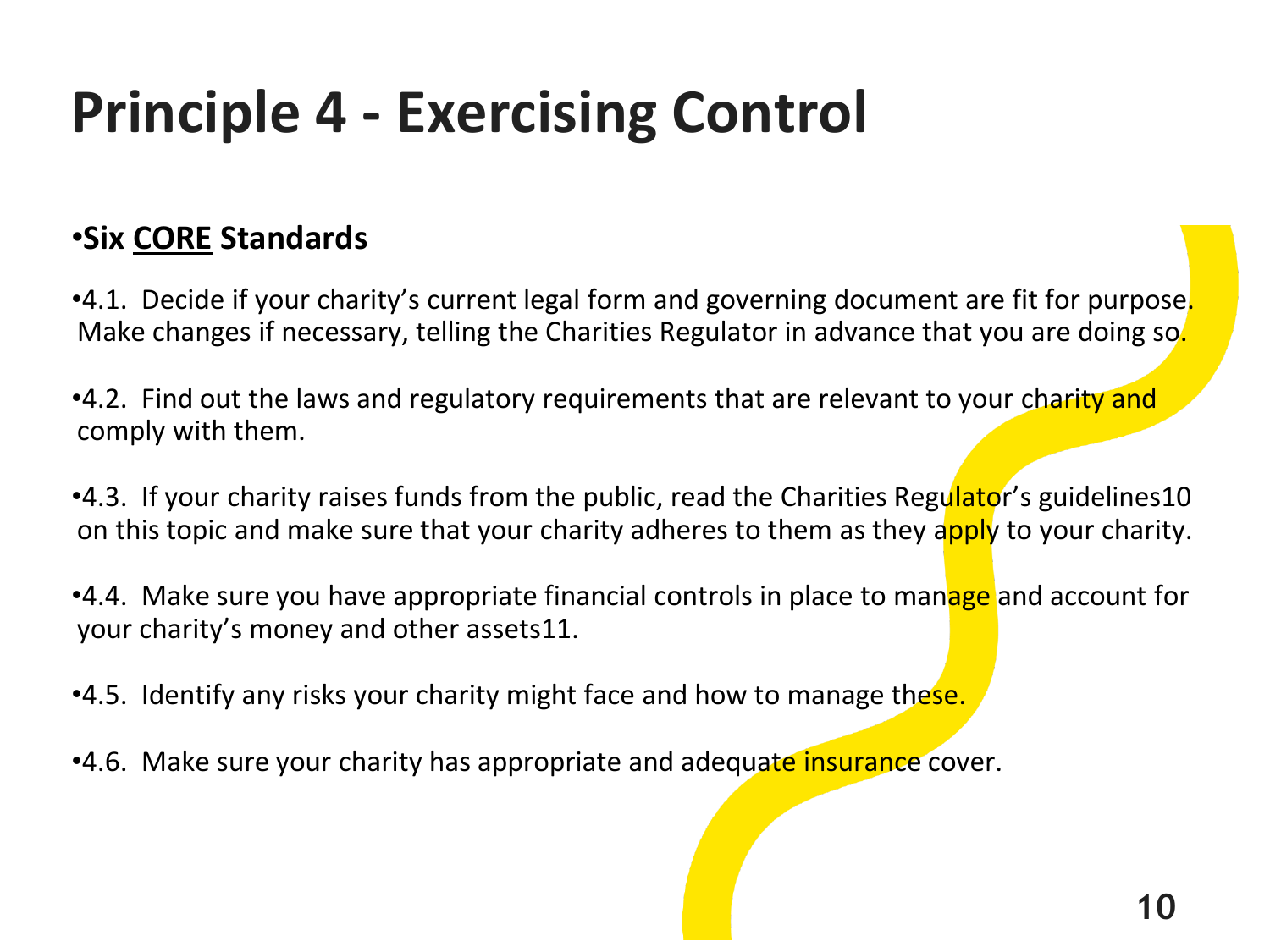# Principle 4 - Exercising Control

- **Six <u>CORE</u> Standards**
- 4.1. Decide if your charity's current legal form and governing document are fit for purpose. Make changes if necessary, telling the Charities Regulator in advance that you are doing so.
- 4.2. Find out the laws and regulatory requirements that are relevant to your charity and comply with them.
- 4.3. If your charity raises funds from the public, read the Charities Regulator's guidelines10 on this topic and make sure that your charity adheres to them as they apply to your charity.
- 4.4. Make sure you have appropriate financial controls in place to manage and account for your charity's money and other assets11.
- 4.5. Identify any risks your charity might face and how to manage these.
- 4.6. Make sure your charity has appropriate and adequate insurance cover.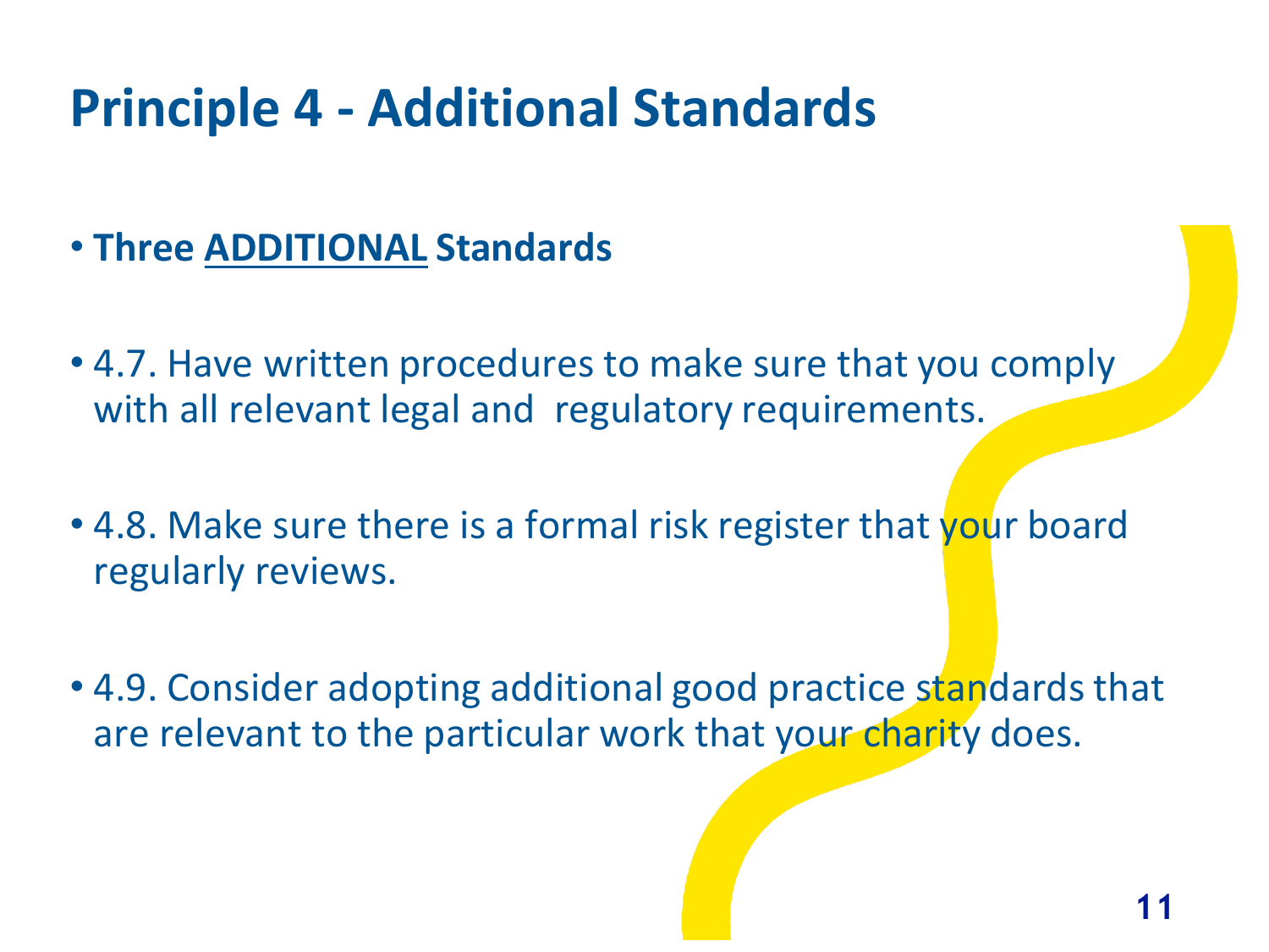# Principle 4 - Additional Standards

- **Three <u>ADDITIONAL</u> Standards**

- 4.7. Have written procedures to make sure that you comply with all relevant legal and regulatory requirements.

- 4.8. Make sure there is a formal risk register that your board regularly reviews.

- 4.9. Consider adopting additional good practice standards that are relevant to the particular work that your charity does.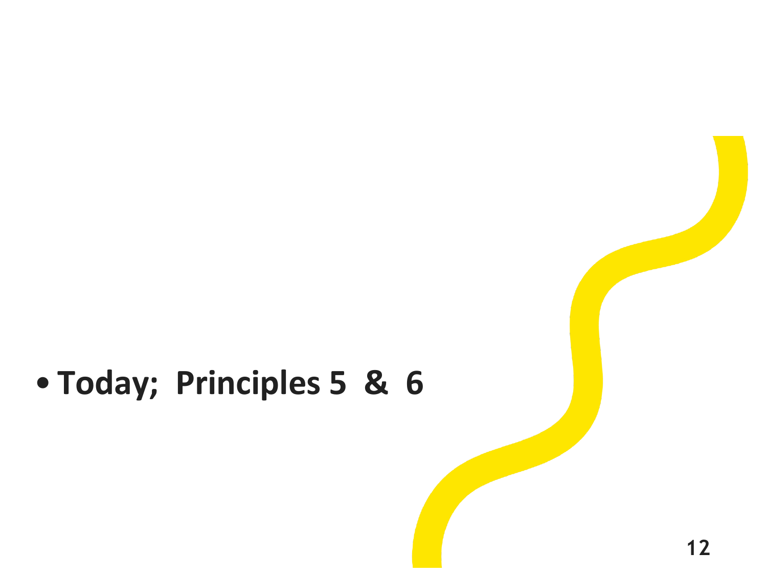- **Today;  Principles 5  &  6**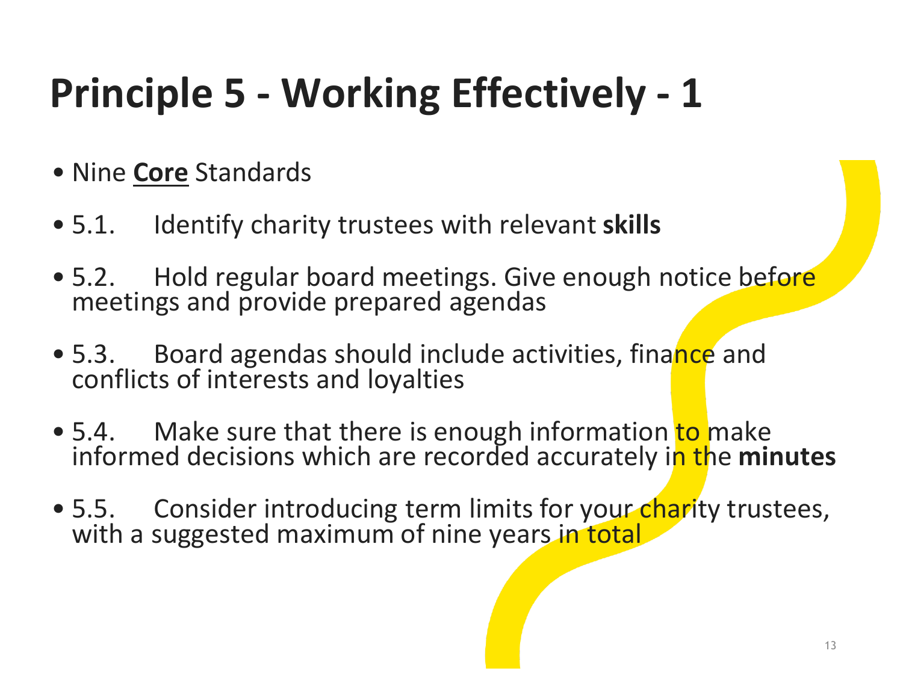# Principle 5 - Working Effectively - 1

- Nine **<u>Core</u>** Standards
- 5.1. Identify charity trustees with relevant **skills**
- 5.2. Hold regular board meetings. Give enough notice before meetings and provide prepared agendas
- 5.3. Board agendas should include activities, finance and conflicts of interests and loyalties
- 5.4. Make sure that there is enough information to make informed decisions which are recorded accurately in the **minutes**
- 5.5. Consider introducing term limits for your charity trustees, with a suggested maximum of nine years in total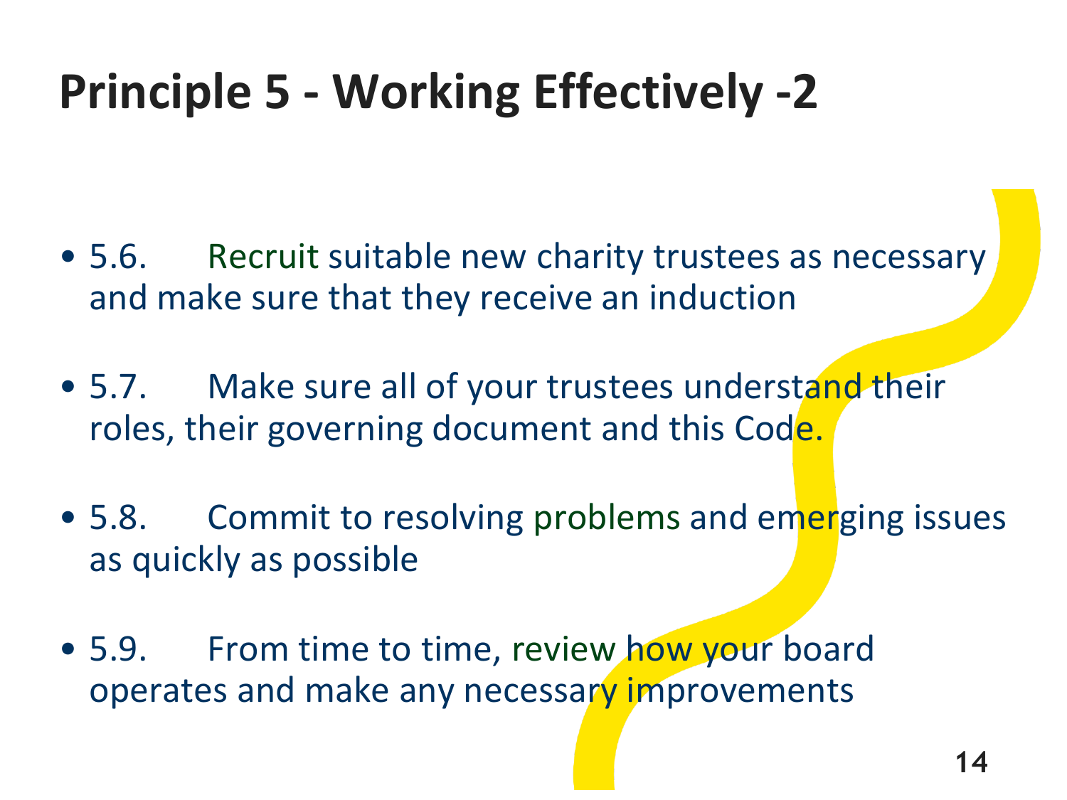# Principle 5 - Working Effectively -2

- 5.6. Recruit suitable new charity trustees as necessary and make sure that they receive an induction
- 5.7. Make sure all of your trustees understand their roles, their governing document and this Code.
- 5.8. Commit to resolving problems and emerging issues as quickly as possible
- 5.9. From time to time, review how your board operates and make any necessary improvements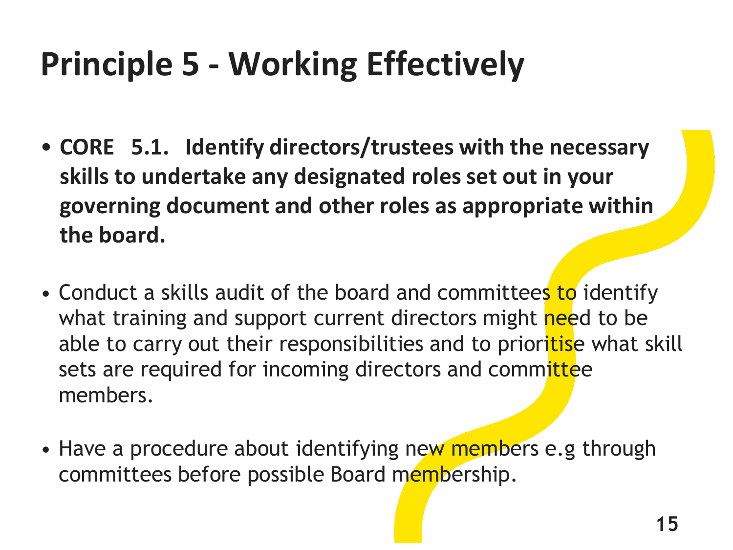# Principle 5 - Working Effectively

- **CORE 5.1. Identify directors/trustees with the necessary skills to undertake any designated roles set out in your governing document and other roles as appropriate within the board.**

- Conduct a skills audit of the board and committees to identify what training and support current directors might need to be able to carry out their responsibilities and to prioritise what skill sets are required for incoming directors and committee members.

- Have a procedure about identifying new members e.g through committees before possible Board membership.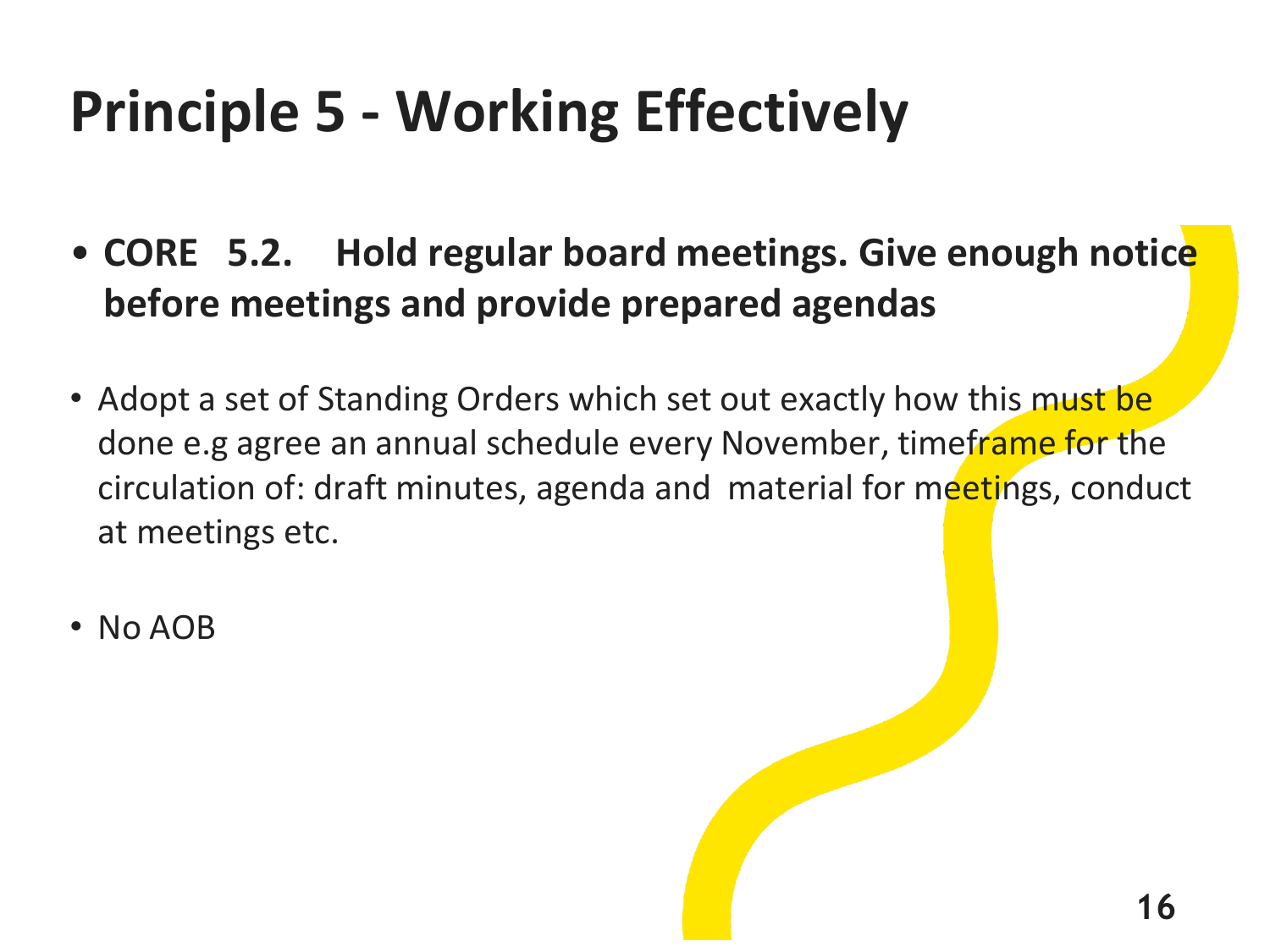# Principle 5 - Working Effectively

- **CORE 5.2. Hold regular board meetings. Give enough notice before meetings and provide prepared agendas**

- Adopt a set of Standing Orders which set out exactly how this must be done e.g agree an annual schedule every November, timeframe for the circulation of: draft minutes, agenda and material for meetings, conduct at meetings etc.

- No AOB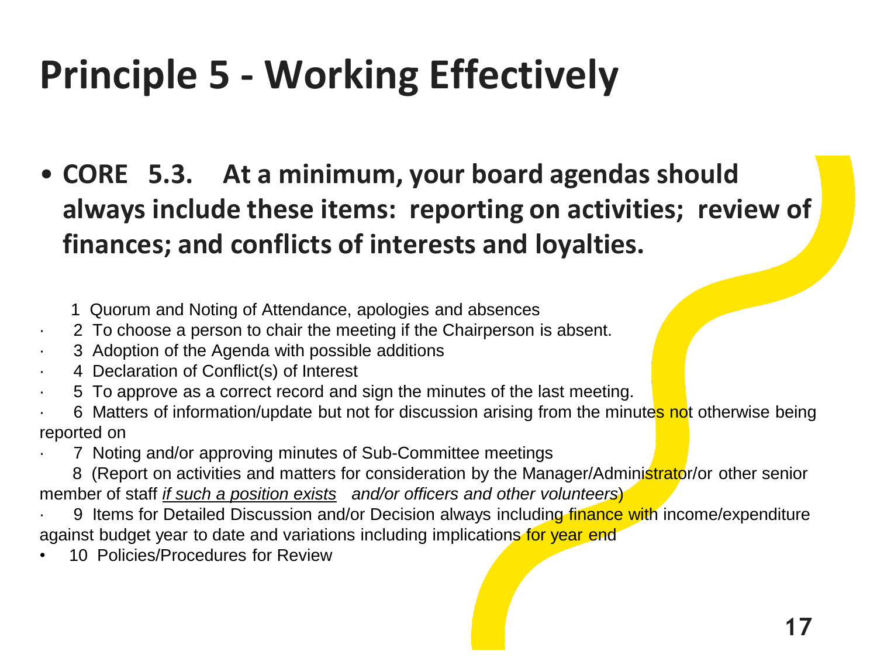# Principle 5 - Working Effectively

- **CORE 5.3. At a minimum, your board agendas should always include these items: reporting on activities; review of finances; and conflicts of interests and loyalties.**

1 Quorum and Noting of Attendance, apologies and absences

- 2 To choose a person to chair the meeting if the Chairperson is absent.
- 3 Adoption of the Agenda with possible additions
- 4 Declaration of Conflict(s) of Interest
- 5 To approve as a correct record and sign the minutes of the last meeting.
- 6 Matters of information/update but not for discussion arising from the minutes not otherwise being reported on
- 7 Noting and/or approving minutes of Sub-Committee meetings

8 (Report on activities and matters for consideration by the Manager/Administrator/or other senior member of staff *if such a position exists* *and/or officers and other volunteers*)

- 9 Items for Detailed Discussion and/or Decision always including finance with income/expenditure against budget year to date and variations including implications for year end
- 10 Policies/Procedures for Review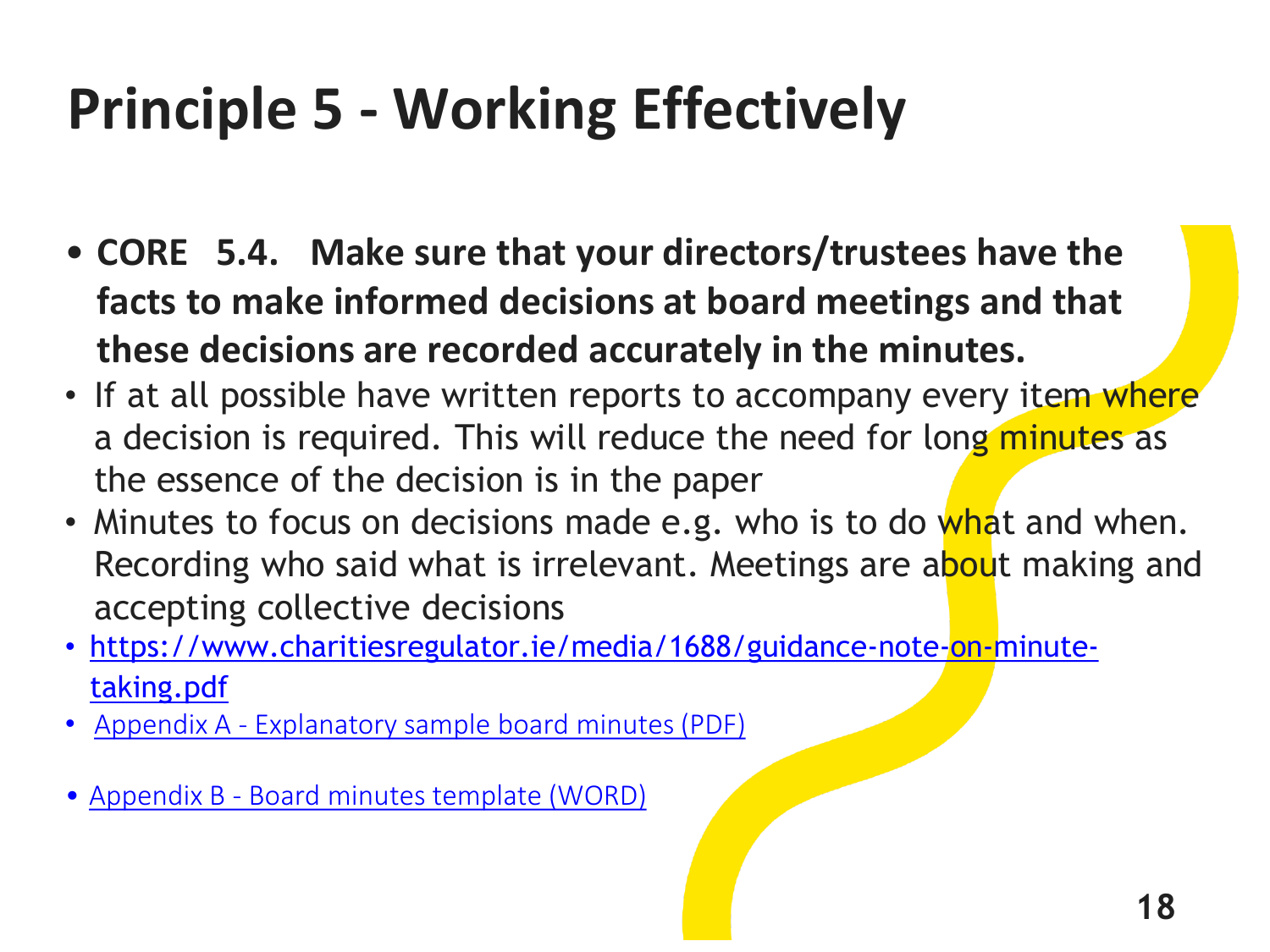# Principle 5 - Working Effectively

- **CORE 5.4. Make sure that your directors/trustees have the facts to make informed decisions at board meetings and that these decisions are recorded accurately in the minutes.**
- If at all possible have written reports to accompany every item where a decision is required. This will reduce the need for long minutes as the essence of the decision is in the paper
- Minutes to focus on decisions made e.g. who is to do what and when. Recording who said what is irrelevant. Meetings are about making and accepting collective decisions
- https://www.charitiesregulator.ie/media/1688/guidance-note-on-minute-taking.pdf
- Appendix A - Explanatory sample board minutes (PDF)
- Appendix B - Board minutes template (WORD)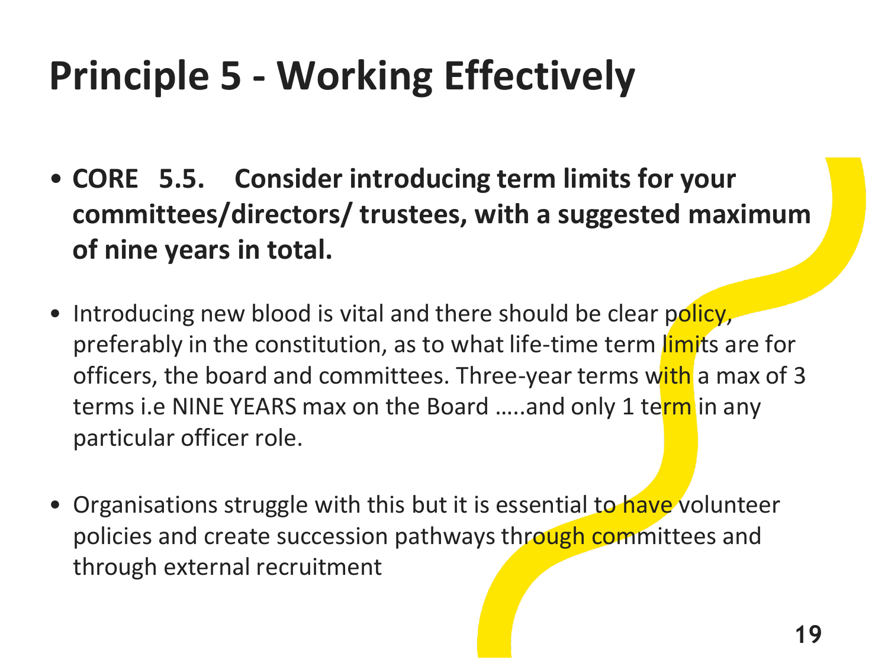# Principle 5 - Working Effectively

- **CORE 5.5. Consider introducing term limits for your committees/directors/ trustees, with a suggested maximum of nine years in total.**

- Introducing new blood is vital and there should be clear policy, preferably in the constitution, as to what life-time term limits are for officers, the board and committees. Three-year terms with a max of 3 terms i.e NINE YEARS max on the Board …..and only 1 term in any particular officer role.

- Organisations struggle with this but it is essential to have volunteer policies and create succession pathways through committees and through external recruitment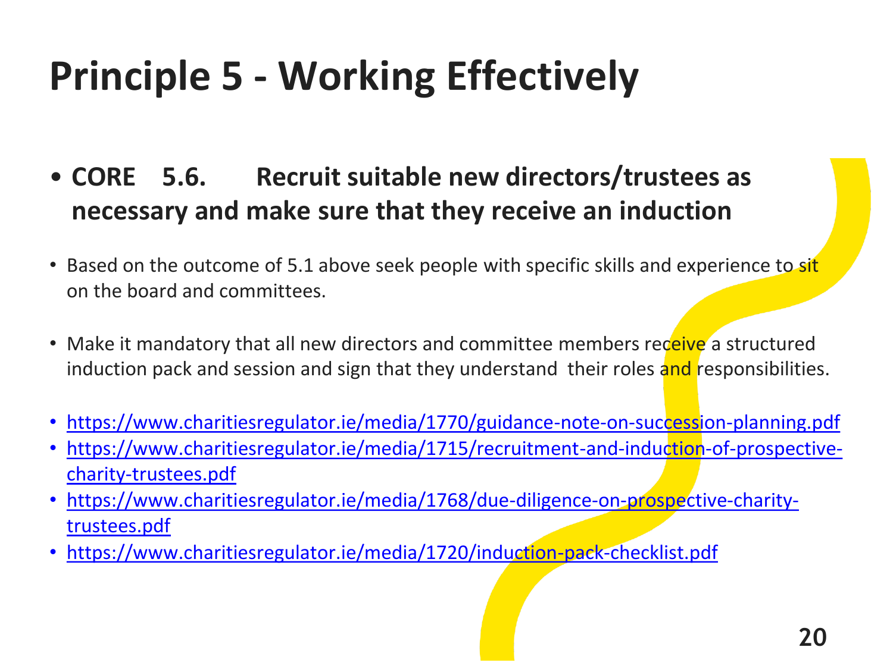# Principle 5 - Working Effectively

- **CORE 5.6. Recruit suitable new directors/trustees as necessary and make sure that they receive an induction**

- Based on the outcome of 5.1 above seek people with specific skills and experience to sit on the board and committees.

- Make it mandatory that all new directors and committee members receive a structured induction pack and session and sign that they understand their roles and responsibilities.

- https://www.charitiesregulator.ie/media/1770/guidance-note-on-succession-planning.pdf
- https://www.charitiesregulator.ie/media/1715/recruitment-and-induction-of-prospective-charity-trustees.pdf
- https://www.charitiesregulator.ie/media/1768/due-diligence-on-prospective-charity-trustees.pdf
- https://www.charitiesregulator.ie/media/1720/induction-pack-checklist.pdf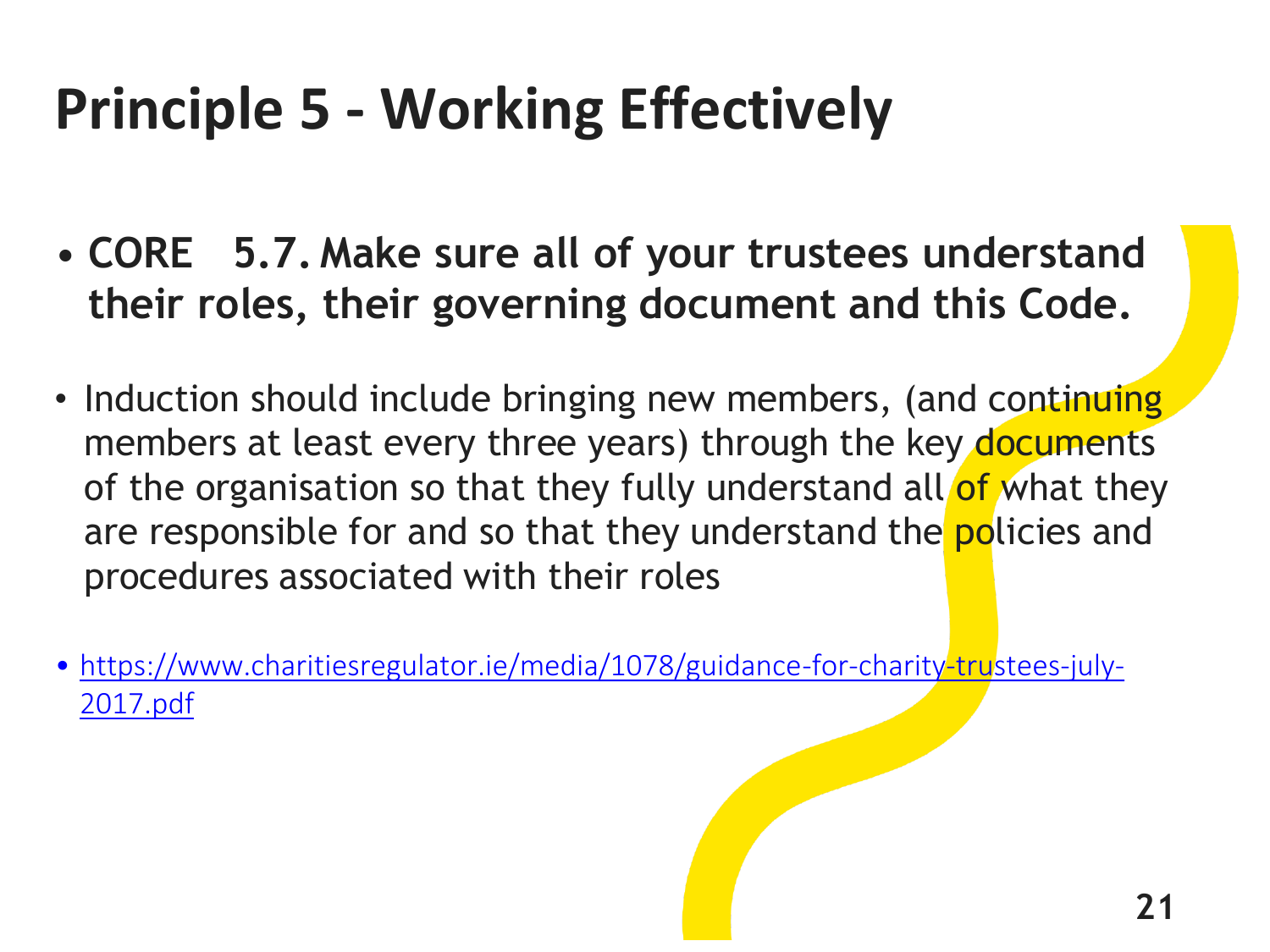# Principle 5 - Working Effectively

- **CORE 5.7. Make sure all of your trustees understand their roles, their governing document and this Code.**

- Induction should include bringing new members, (and continuing members at least every three years) through the key documents of the organisation so that they fully understand all of what they are responsible for and so that they understand the policies and procedures associated with their roles

- https://www.charitiesregulator.ie/media/1078/guidance-for-charity-trustees-july-2017.pdf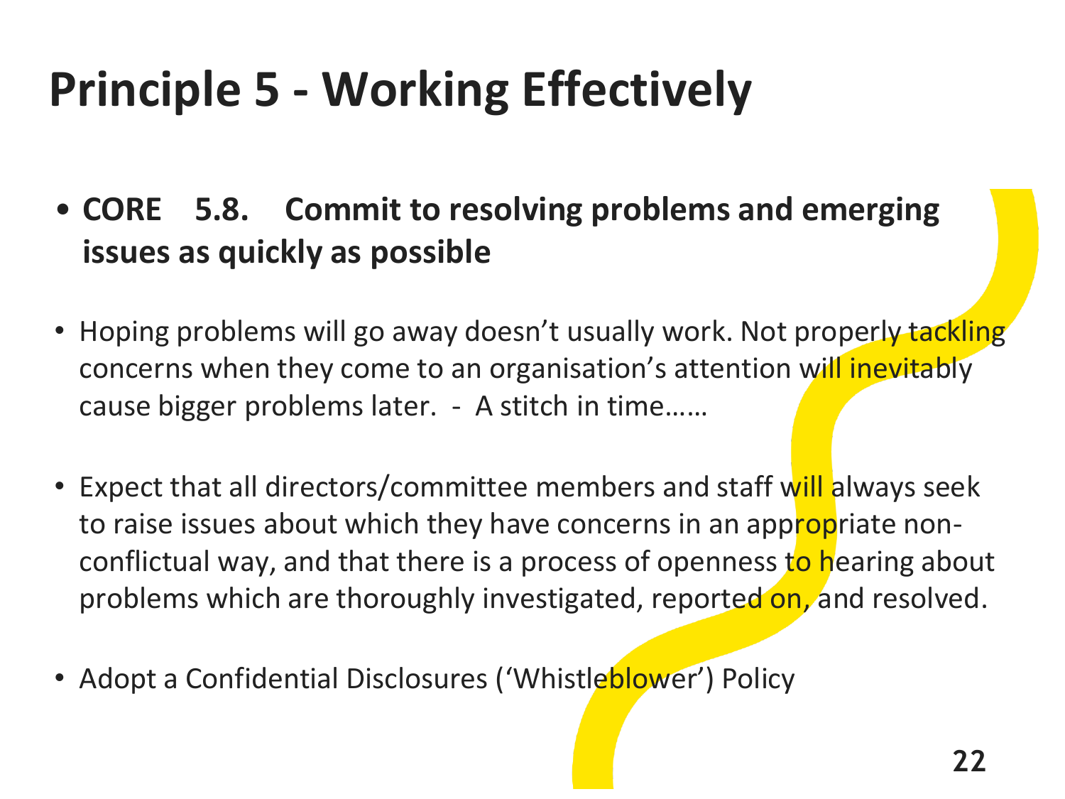# Principle 5 - Working Effectively

- **CORE 5.8. Commit to resolving problems and emerging issues as quickly as possible**

- Hoping problems will go away doesn't usually work. Not properly tackling concerns when they come to an organisation's attention will inevitably cause bigger problems later. - A stitch in time……

- Expect that all directors/committee members and staff will always seek to raise issues about which they have concerns in an appropriate non-conflictual way, and that there is a process of openness to hearing about problems which are thoroughly investigated, reported on, and resolved.

- Adopt a Confidential Disclosures ('Whistleblower') Policy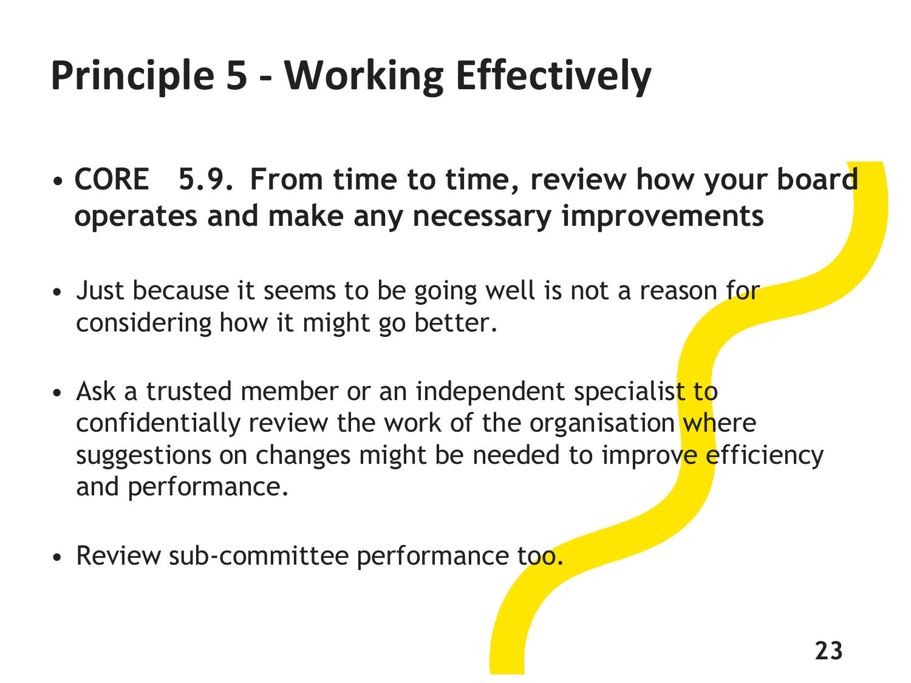# Principle 5 - Working Effectively

- **CORE 5.9. From time to time, review how your board operates and make any necessary improvements**
- Just because it seems to be going well is not a reason for considering how it might go better.
- Ask a trusted member or an independent specialist to confidentially review the work of the organisation where suggestions on changes might be needed to improve efficiency and performance.
- Review sub-committee performance too.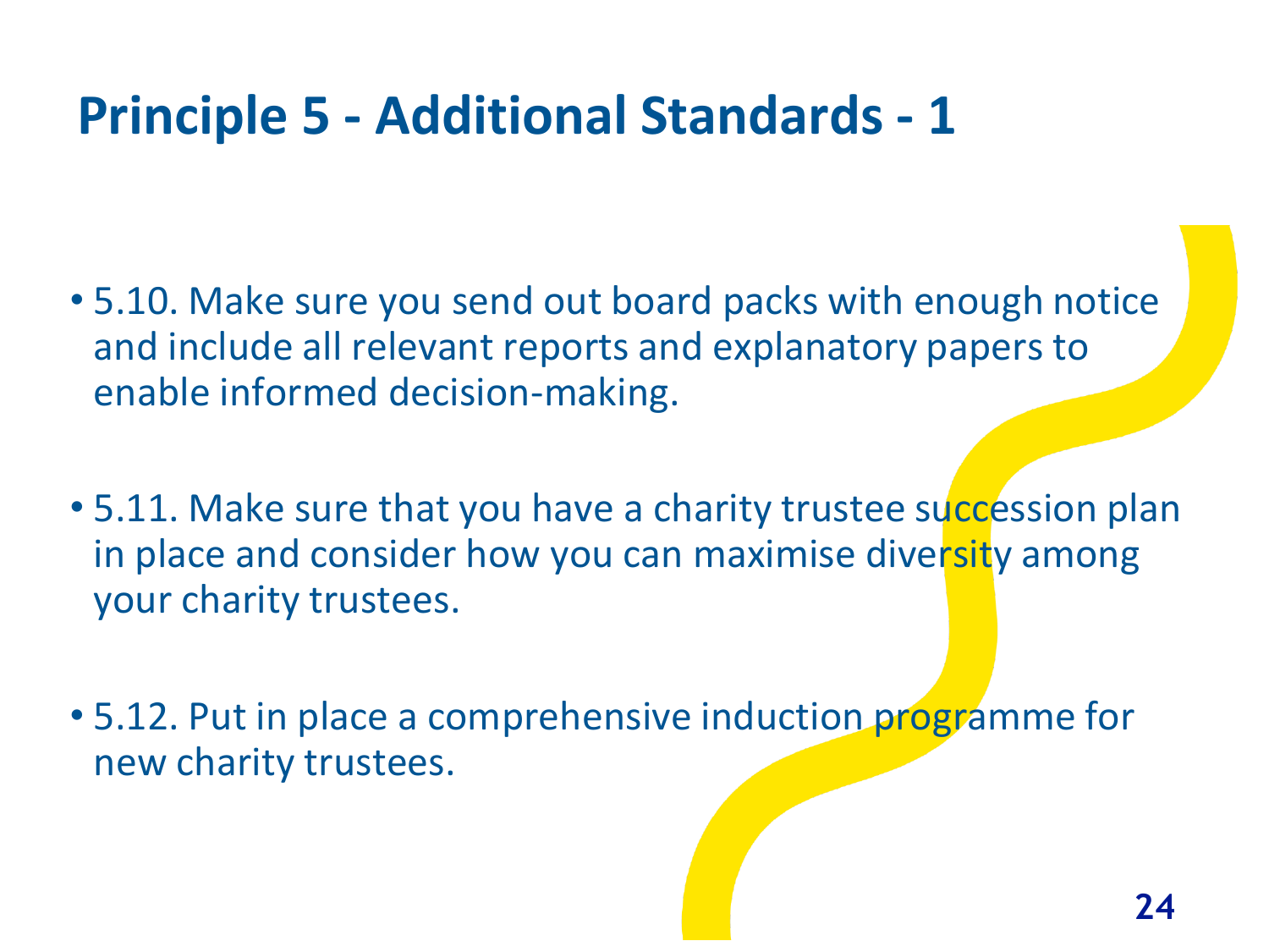# Principle 5 - Additional Standards - 1

- 5.10. Make sure you send out board packs with enough notice and include all relevant reports and explanatory papers to enable informed decision-making.
- 5.11. Make sure that you have a charity trustee succession plan in place and consider how you can maximise diversity among your charity trustees.
- 5.12. Put in place a comprehensive induction programme for new charity trustees.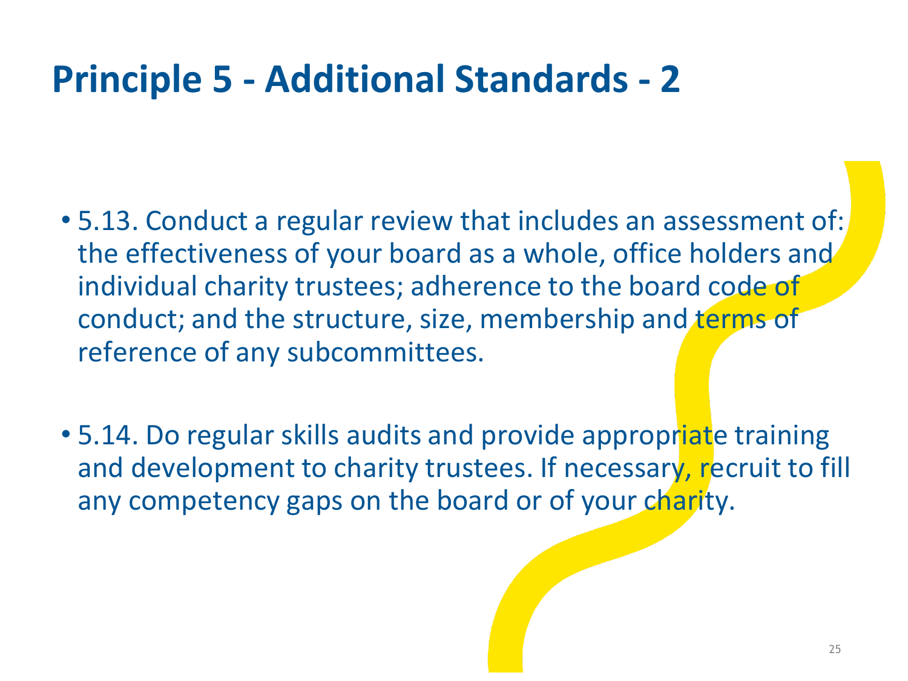# Principle 5 - Additional Standards - 2

- 5.13. Conduct a regular review that includes an assessment of: the effectiveness of your board as a whole, office holders and individual charity trustees; adherence to the board code of conduct; and the structure, size, membership and terms of reference of any subcommittees.

- 5.14. Do regular skills audits and provide appropriate training and development to charity trustees. If necessary, recruit to fill any competency gaps on the board or of your charity.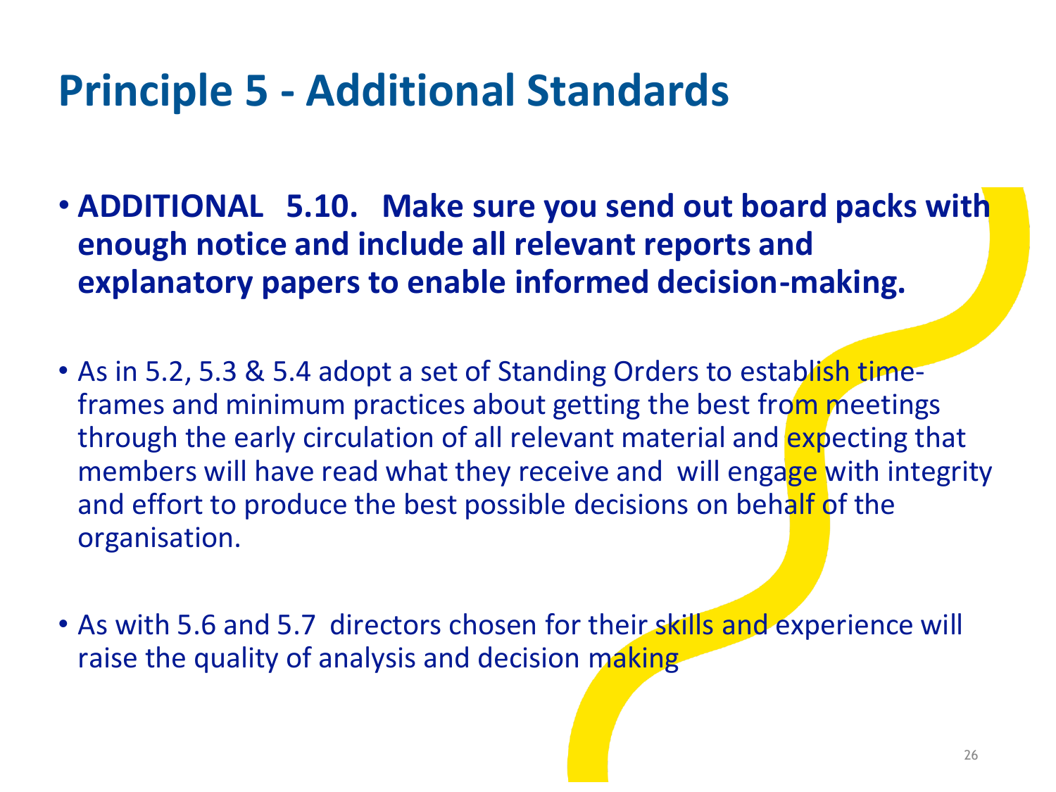# Principle 5 - Additional Standards

- **ADDITIONAL 5.10. Make sure you send out board packs with enough notice and include all relevant reports and explanatory papers to enable informed decision-making.**

- As in 5.2, 5.3 & 5.4 adopt a set of Standing Orders to establish time-frames and minimum practices about getting the best from meetings through the early circulation of all relevant material and expecting that members will have read what they receive and will engage with integrity and effort to produce the best possible decisions on behalf of the organisation.

- As with 5.6 and 5.7 directors chosen for their skills and experience will raise the quality of analysis and decision making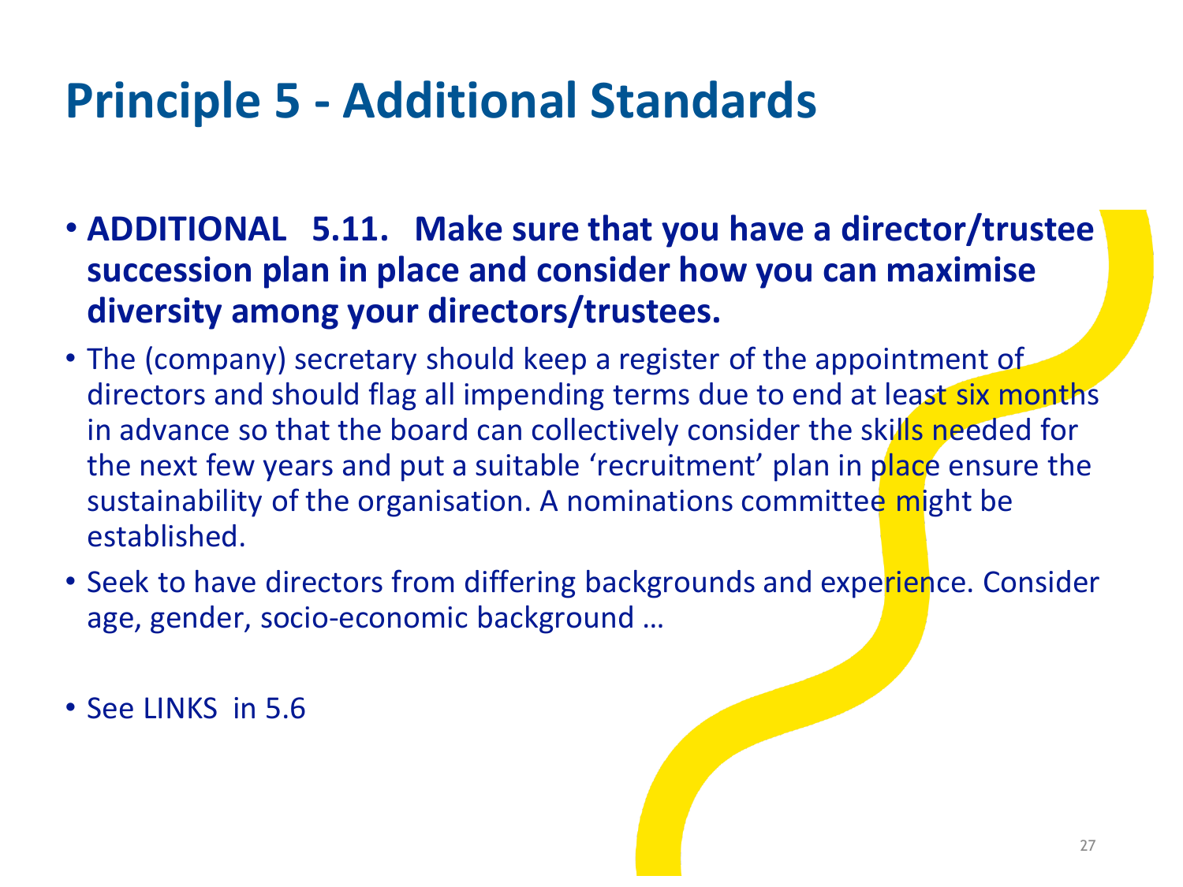# Principle 5 - Additional Standards

- **ADDITIONAL 5.11. Make sure that you have a director/trustee succession plan in place and consider how you can maximise diversity among your directors/trustees.**
- The (company) secretary should keep a register of the appointment of directors and should flag all impending terms due to end at least six months in advance so that the board can collectively consider the skills needed for the next few years and put a suitable 'recruitment' plan in place ensure the sustainability of the organisation. A nominations committee might be established.
- Seek to have directors from differing backgrounds and experience. Consider age, gender, socio-economic background …
- See LINKS in 5.6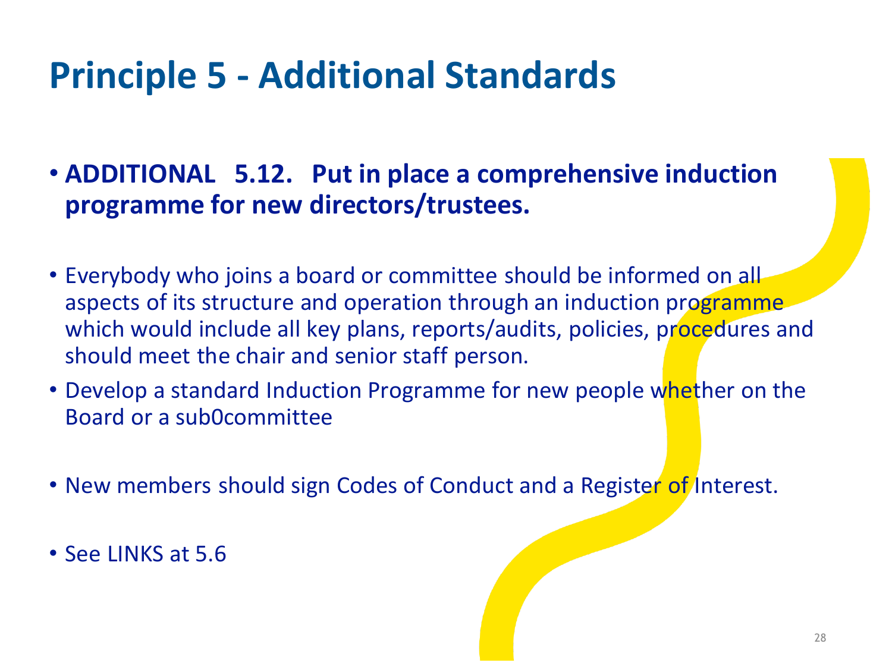# Principle 5 - Additional Standards

- **ADDITIONAL 5.12. Put in place a comprehensive induction programme for new directors/trustees.**

- Everybody who joins a board or committee should be informed on all aspects of its structure and operation through an induction programme which would include all key plans, reports/audits, policies, procedures and should meet the chair and senior staff person.
- Develop a standard Induction Programme for new people whether on the Board or a sub0committee

- New members should sign Codes of Conduct and a Register of Interest.

- See LINKS at 5.6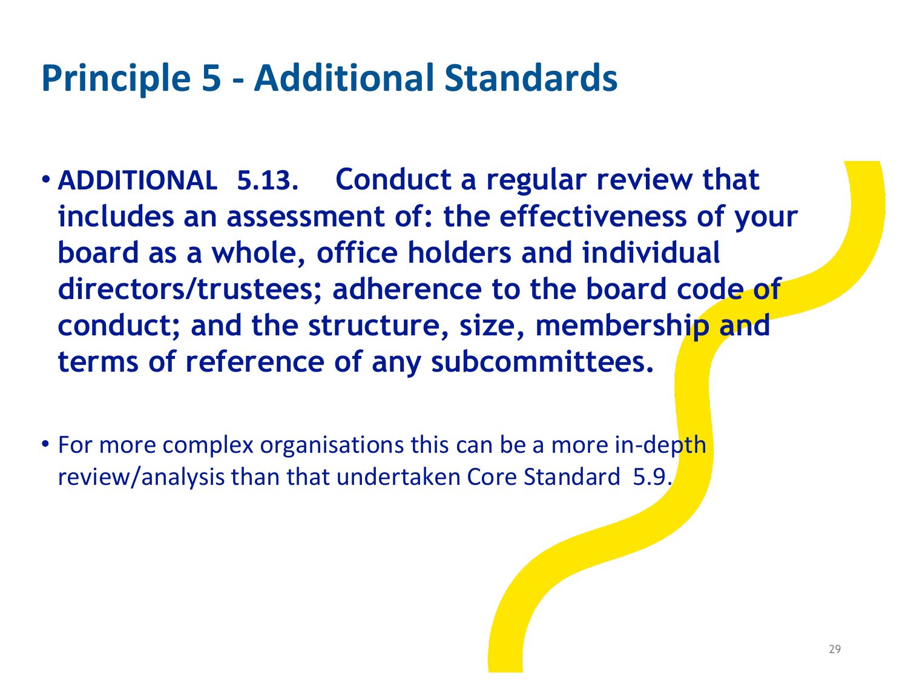# Principle 5 - Additional Standards

- **ADDITIONAL 5.13. Conduct a regular review that includes an assessment of: the effectiveness of your board as a whole, office holders and individual directors/trustees; adherence to the board code of conduct; and the structure, size, membership and terms of reference of any subcommittees.**

- For more complex organisations this can be a more in-depth review/analysis than that undertaken Core Standard 5.9.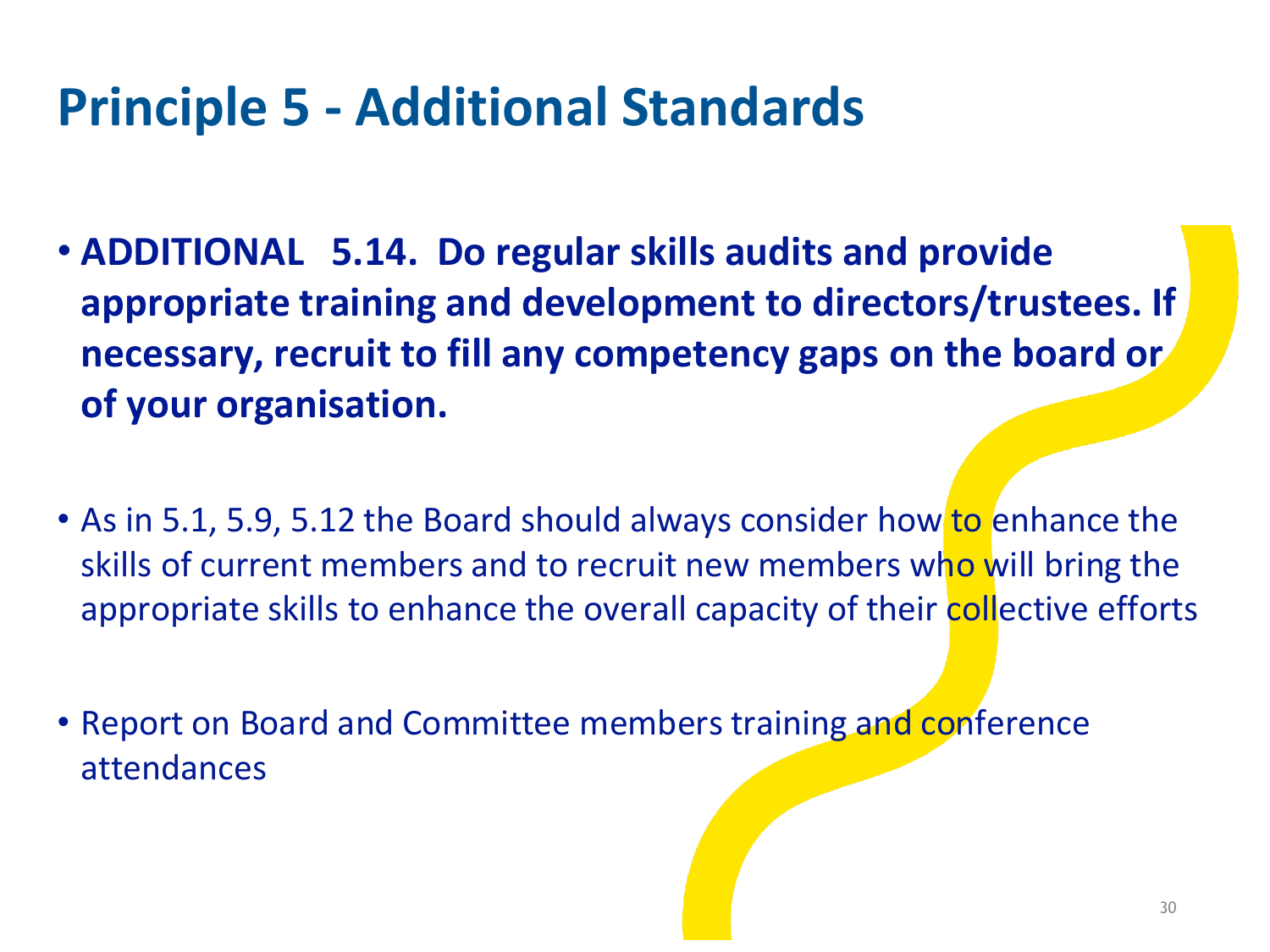# Principle 5 - Additional Standards

- **ADDITIONAL 5.14. Do regular skills audits and provide appropriate training and development to directors/trustees. If necessary, recruit to fill any competency gaps on the board or of your organisation.**

- As in 5.1, 5.9, 5.12 the Board should always consider how to enhance the skills of current members and to recruit new members who will bring the appropriate skills to enhance the overall capacity of their collective efforts

- Report on Board and Committee members training and conference attendances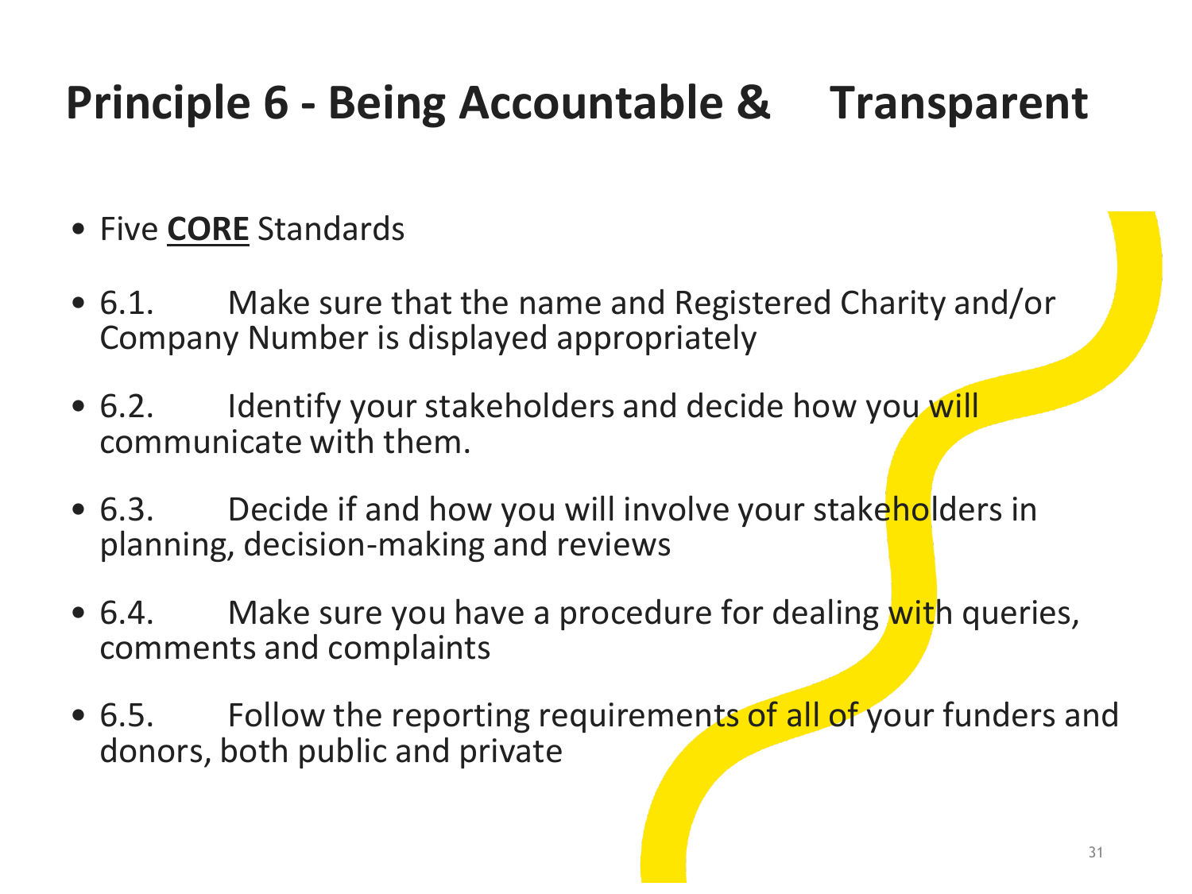# Principle 6 - Being Accountable & Transparent

- Five **CORE** Standards
- 6.1. Make sure that the name and Registered Charity and/or Company Number is displayed appropriately
- 6.2. Identify your stakeholders and decide how you will communicate with them.
- 6.3. Decide if and how you will involve your stakeholders in planning, decision-making and reviews
- 6.4. Make sure you have a procedure for dealing with queries, comments and complaints
- 6.5. Follow the reporting requirements of all of your funders and donors, both public and private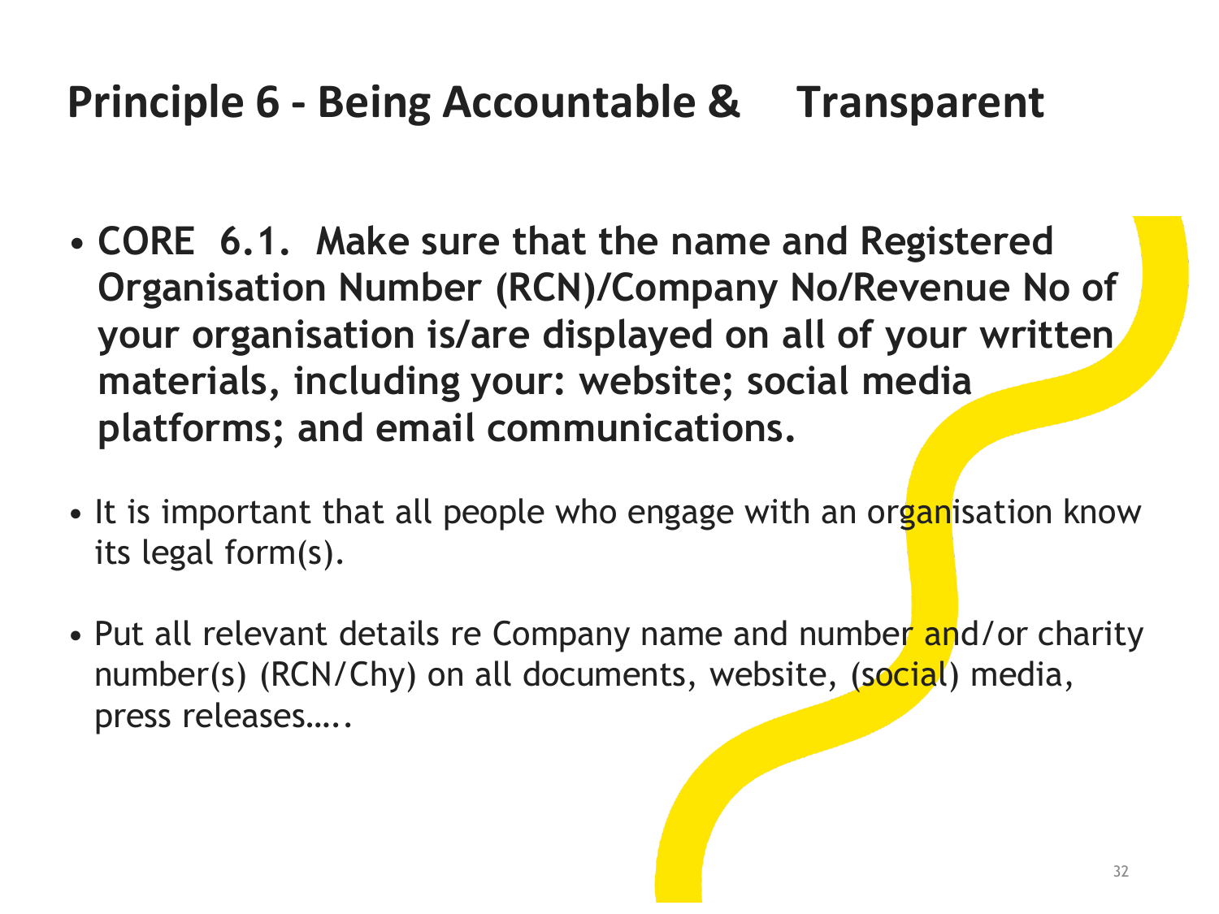# Principle 6 - Being Accountable & Transparent

- **CORE 6.1. Make sure that the name and Registered Organisation Number (RCN)/Company No/Revenue No of your organisation is/are displayed on all of your written materials, including your: website; social media platforms; and email communications.**

- It is important that all people who engage with an organisation know its legal form(s).

- Put all relevant details re Company name and number and/or charity number(s) (RCN/Chy) on all documents, website, (social) media, press releases…..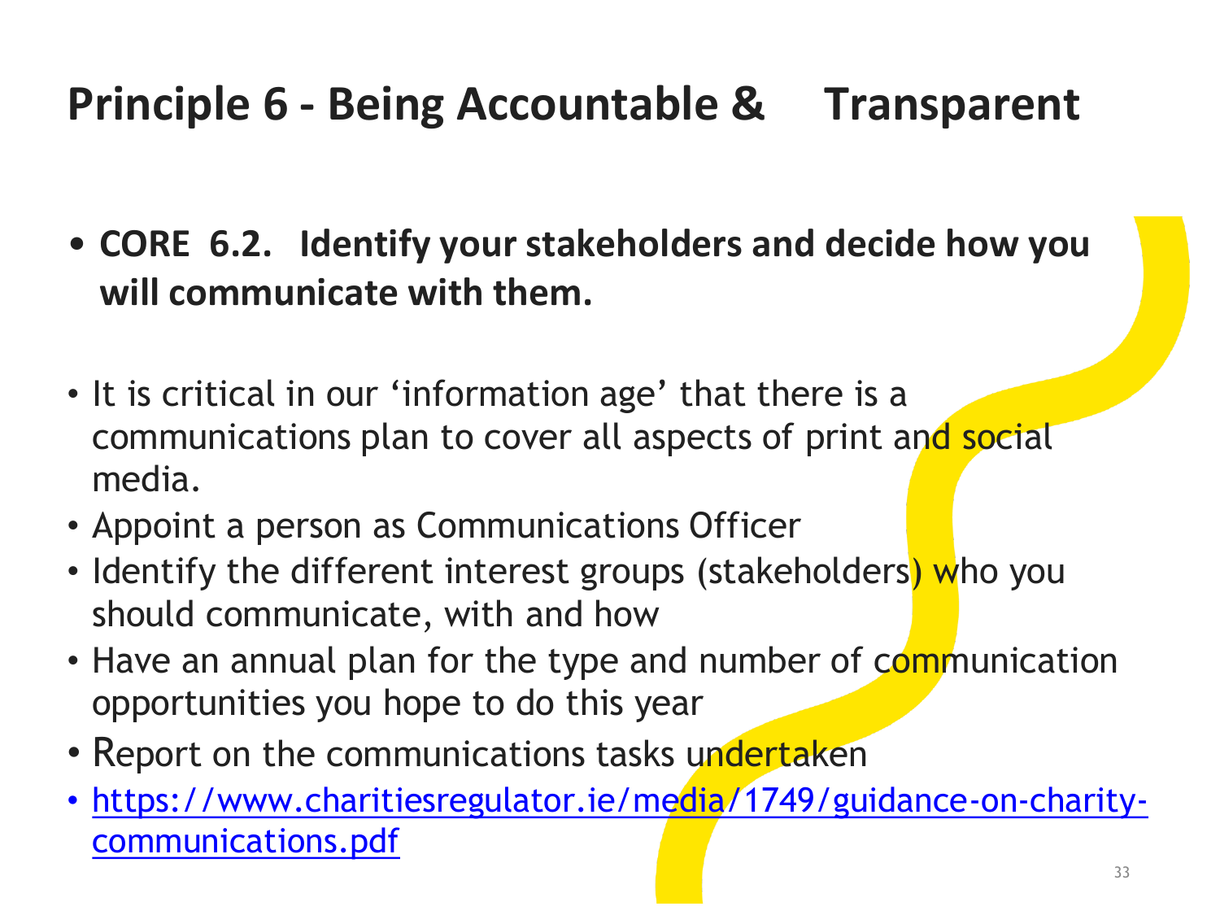# Principle 6 - Being Accountable & Transparent

- **CORE 6.2. Identify your stakeholders and decide how you will communicate with them.**

- It is critical in our 'information age' that there is a communications plan to cover all aspects of print and social media.
- Appoint a person as Communications Officer
- Identify the different interest groups (stakeholders) who you should communicate, with and how
- Have an annual plan for the type and number of communication opportunities you hope to do this year
- Report on the communications tasks undertaken
- [https://www.charitiesregulator.ie/media/1749/guidance-on-charity-communications.pdf](https://www.charitiesregulator.ie/media/1749/guidance-on-charity-communications.pdf)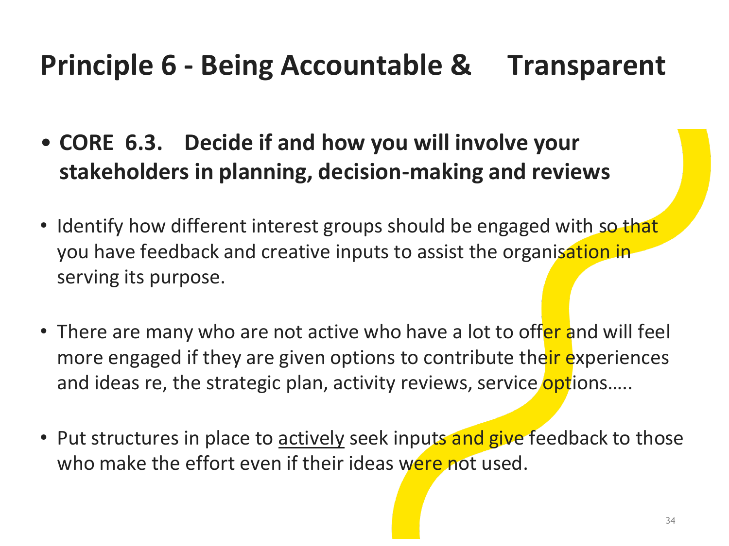# Principle 6 - Being Accountable & Transparent

- **CORE 6.3. Decide if and how you will involve your stakeholders in planning, decision-making and reviews**

- Identify how different interest groups should be engaged with so that you have feedback and creative inputs to assist the organisation in serving its purpose.

- There are many who are not active who have a lot to offer and will feel more engaged if they are given options to contribute their experiences and ideas re, the strategic plan, activity reviews, service options…..

- Put structures in place to <u>actively</u> seek inputs and give feedback to those who make the effort even if their ideas were not used.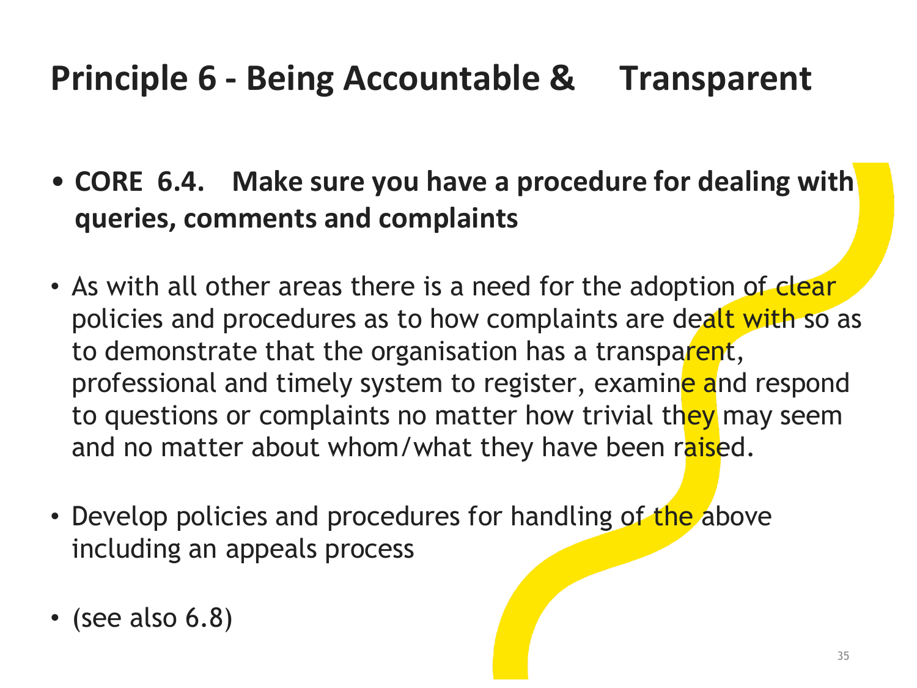# Principle 6 - Being Accountable & Transparent

- **CORE 6.4. Make sure you have a procedure for dealing with queries, comments and complaints**

- As with all other areas there is a need for the adoption of clear policies and procedures as to how complaints are dealt with so as to demonstrate that the organisation has a transparent, professional and timely system to register, examine and respond to questions or complaints no matter how trivial they may seem and no matter about whom/what they have been raised.

- Develop policies and procedures for handling of the above including an appeals process

- (see also 6.8)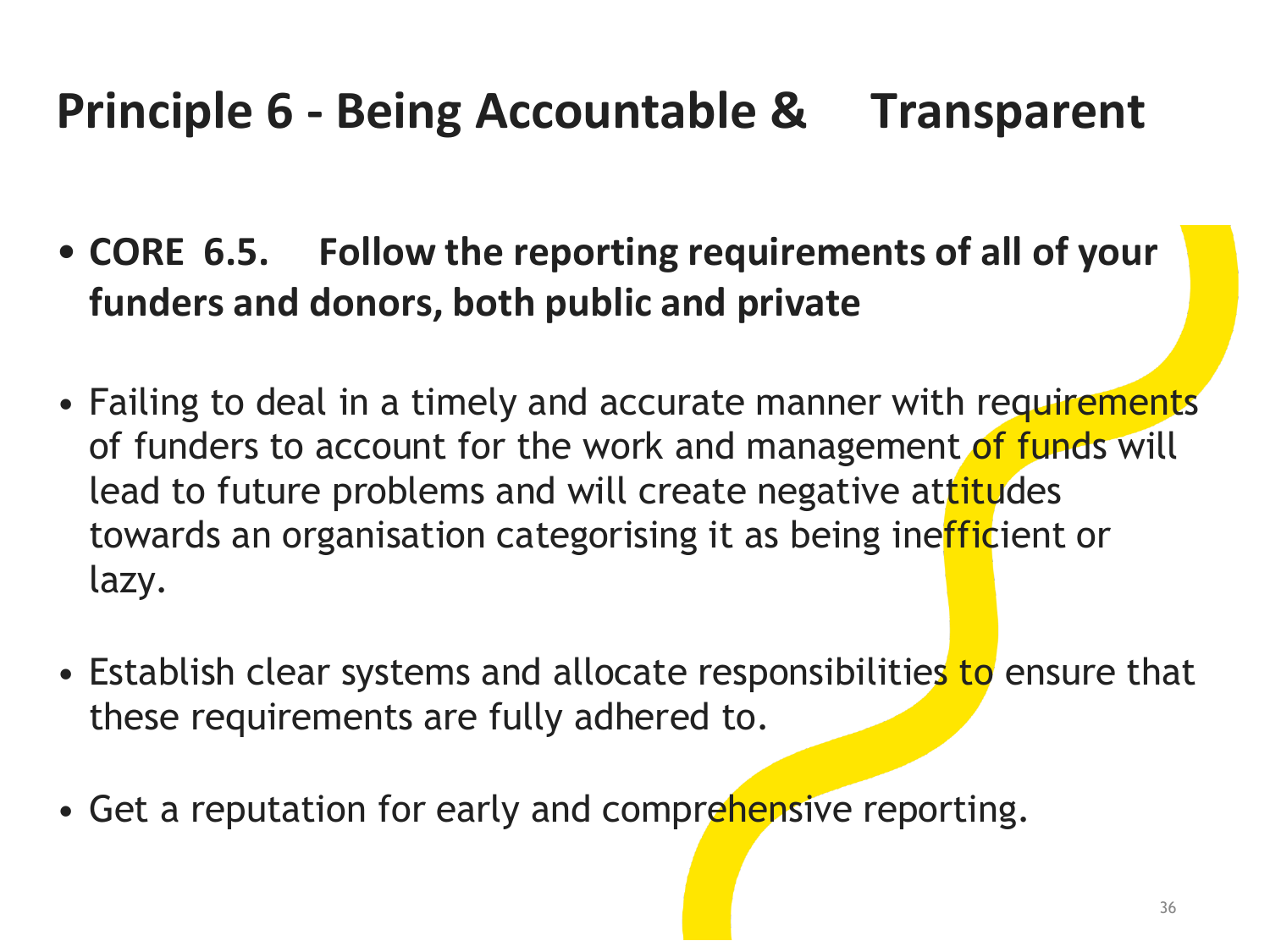# Principle 6 - Being Accountable & Transparent

- **CORE 6.5. Follow the reporting requirements of all of your funders and donors, both public and private**

- Failing to deal in a timely and accurate manner with requirements of funders to account for the work and management of funds will lead to future problems and will create negative attitudes towards an organisation categorising it as being inefficient or lazy.

- Establish clear systems and allocate responsibilities to ensure that these requirements are fully adhered to.

- Get a reputation for early and comprehensive reporting.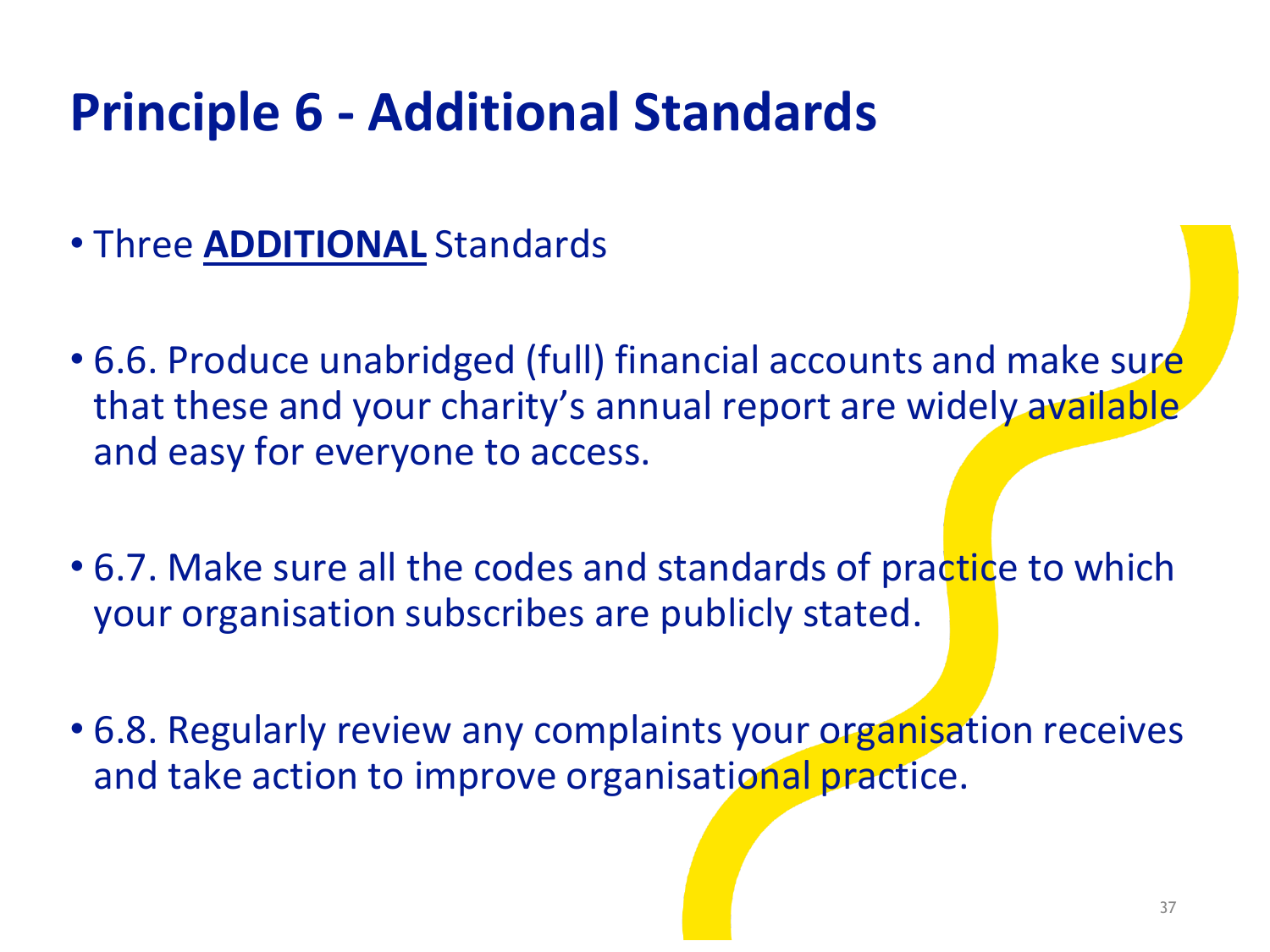# Principle 6 - Additional Standards

- Three **ADDITIONAL** Standards

- 6.6. Produce unabridged (full) financial accounts and make sure that these and your charity's annual report are widely available and easy for everyone to access.

- 6.7. Make sure all the codes and standards of practice to which your organisation subscribes are publicly stated.

- 6.8. Regularly review any complaints your organisation receives and take action to improve organisational practice.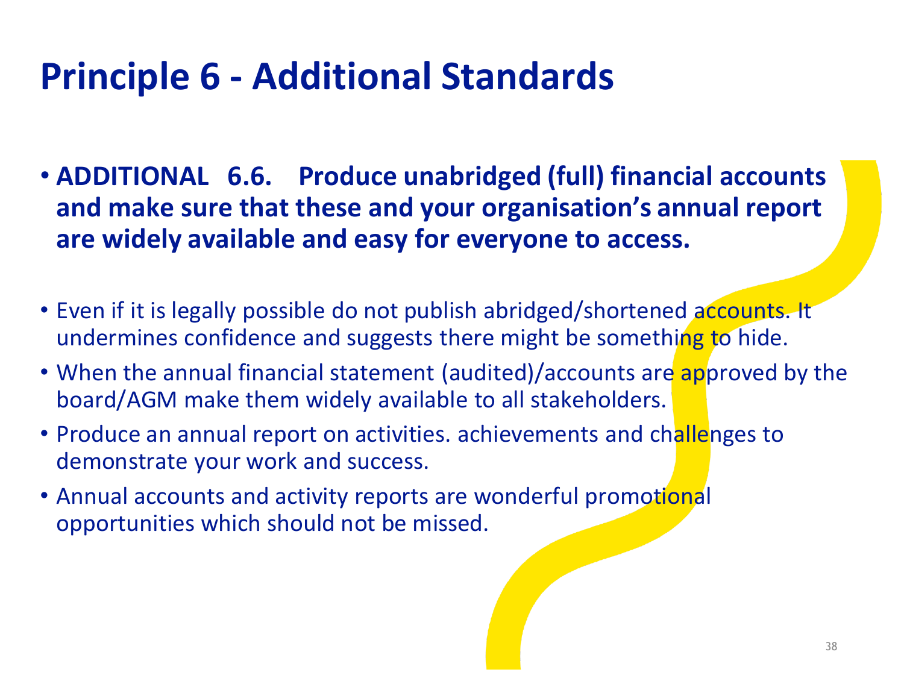# Principle 6 - Additional Standards

- **ADDITIONAL 6.6. Produce unabridged (full) financial accounts and make sure that these and your organisation's annual report are widely available and easy for everyone to access.**

- Even if it is legally possible do not publish abridged/shortened accounts. It undermines confidence and suggests there might be something to hide.
- When the annual financial statement (audited)/accounts are approved by the board/AGM make them widely available to all stakeholders.
- Produce an annual report on activities. achievements and challenges to demonstrate your work and success.
- Annual accounts and activity reports are wonderful promotional opportunities which should not be missed.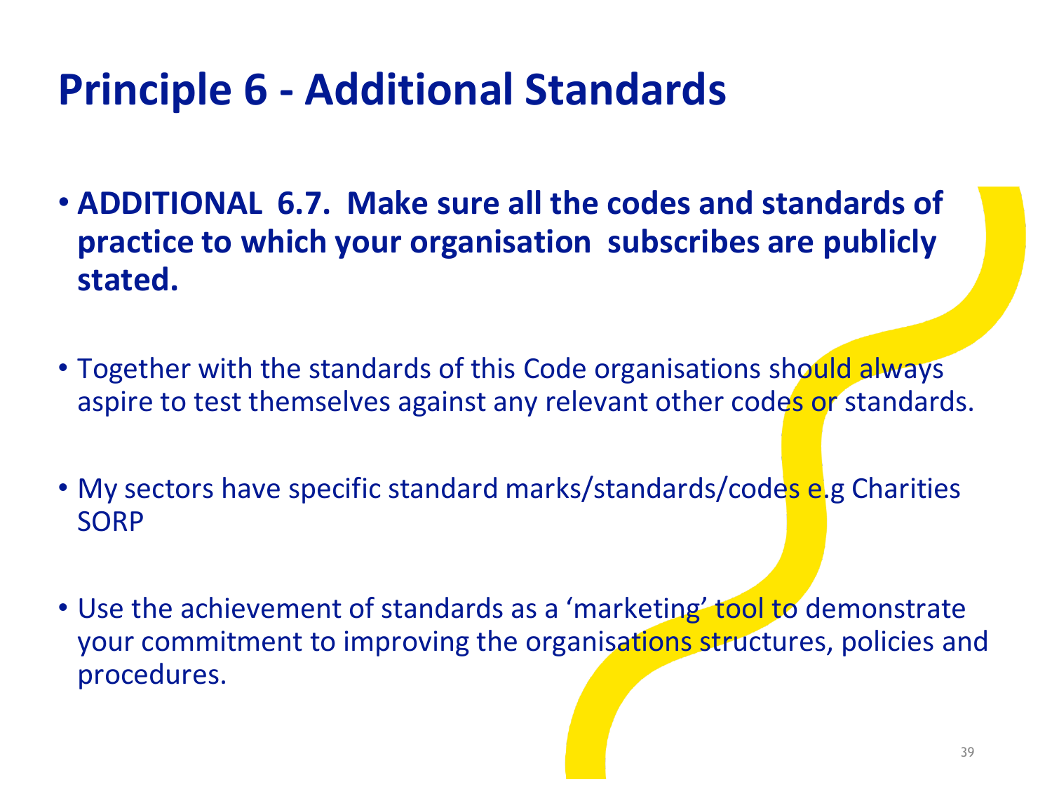# Principle 6 - Additional Standards

- **ADDITIONAL 6.7. Make sure all the codes and standards of practice to which your organisation subscribes are publicly stated.**
- Together with the standards of this Code organisations should always aspire to test themselves against any relevant other codes or standards.
- My sectors have specific standard marks/standards/codes e.g Charities SORP
- Use the achievement of standards as a 'marketing' tool to demonstrate your commitment to improving the organisations structures, policies and procedures.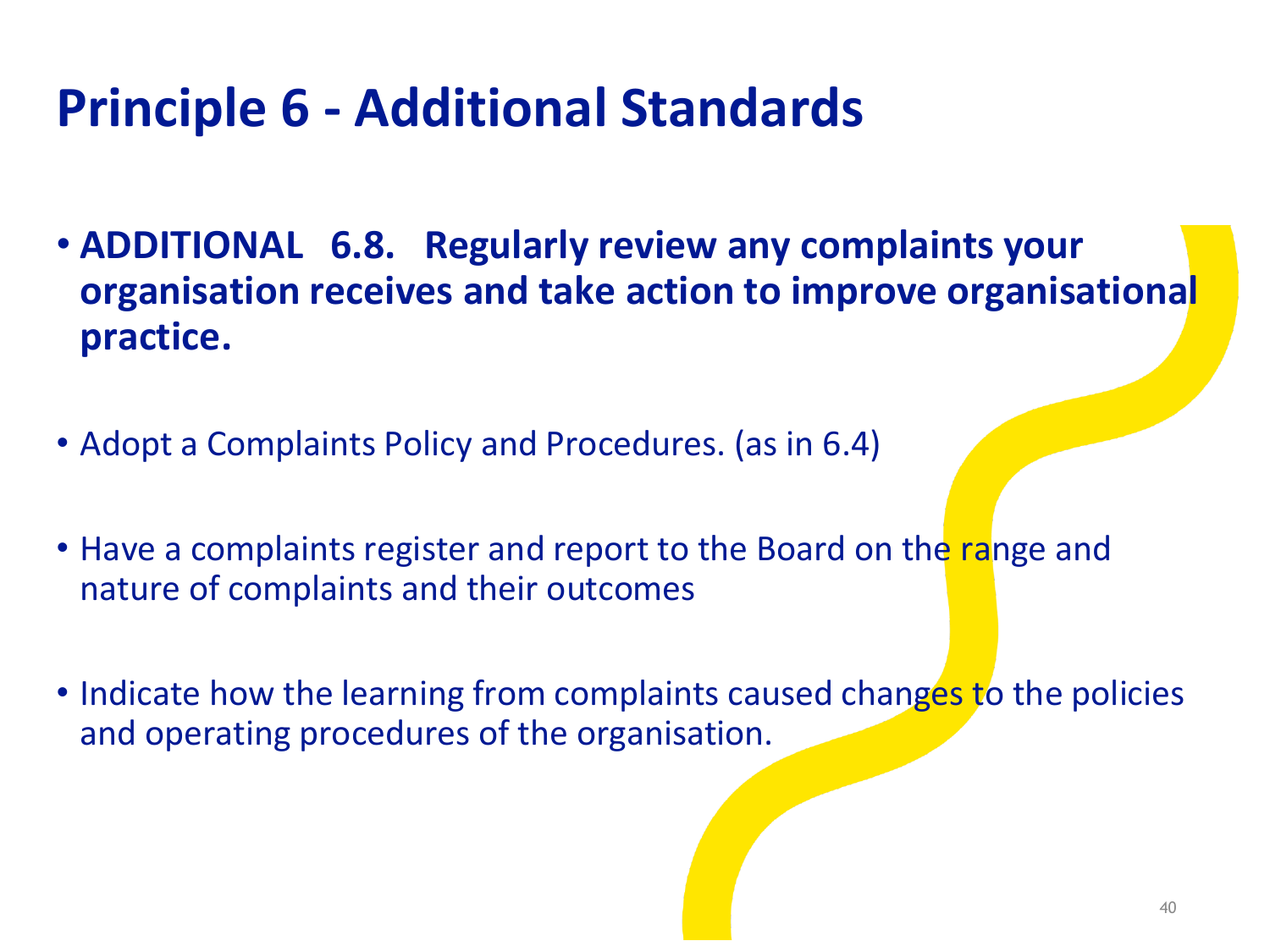# Principle 6 - Additional Standards

- **ADDITIONAL 6.8. Regularly review any complaints your organisation receives and take action to improve organisational practice.**
- Adopt a Complaints Policy and Procedures. (as in 6.4)
- Have a complaints register and report to the Board on the range and nature of complaints and their outcomes
- Indicate how the learning from complaints caused changes to the policies and operating procedures of the organisation.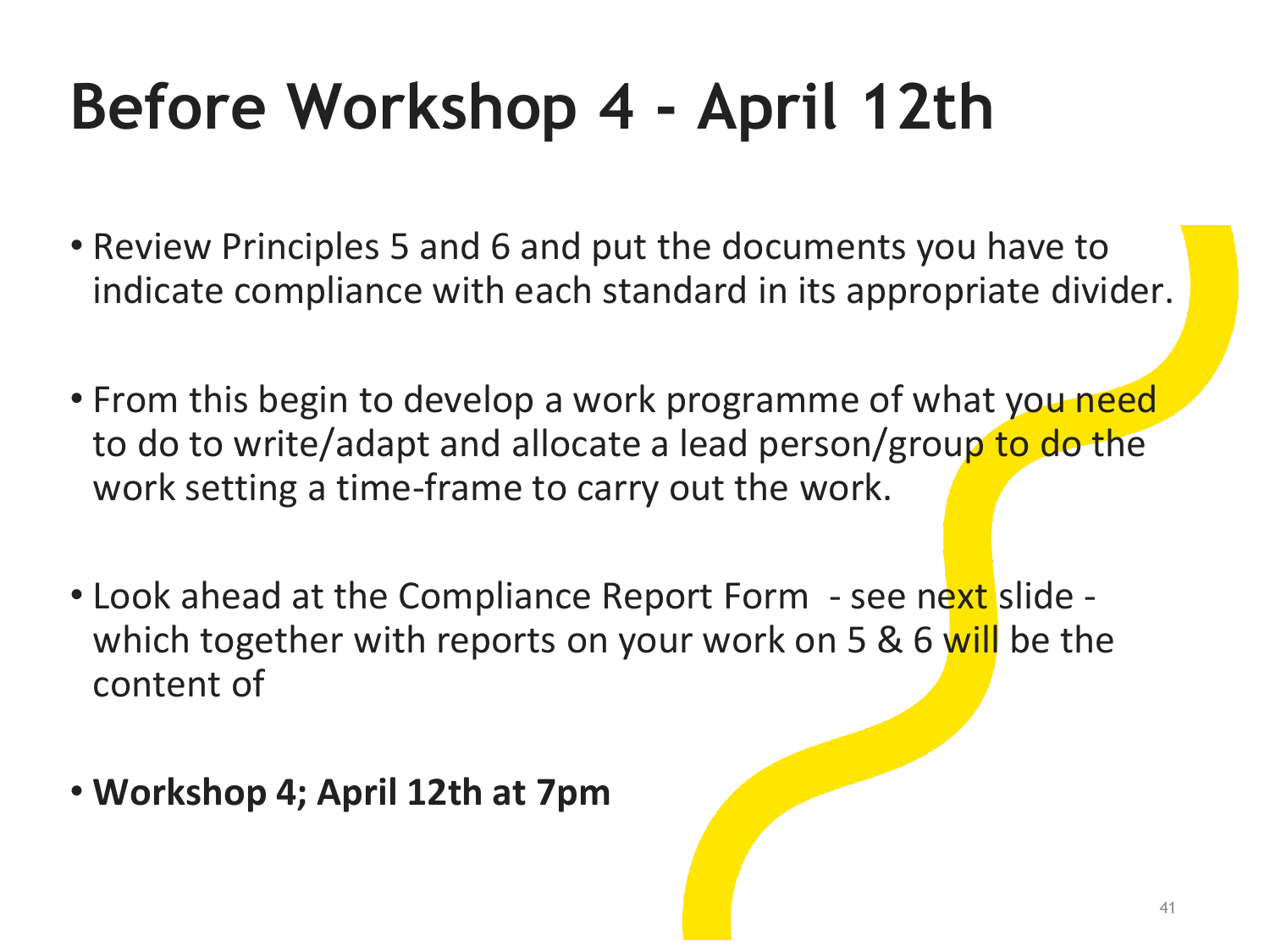# Before Workshop 4 - April 12th

- Review Principles 5 and 6 and put the documents you have to indicate compliance with each standard in its appropriate divider.

- From this begin to develop a work programme of what you need to do to write/adapt and allocate a lead person/group to do the work setting a time-frame to carry out the work.

- Look ahead at the Compliance Report Form - see next slide - which together with reports on your work on 5 & 6 will be the content of

- **Workshop 4; April 12th at 7pm**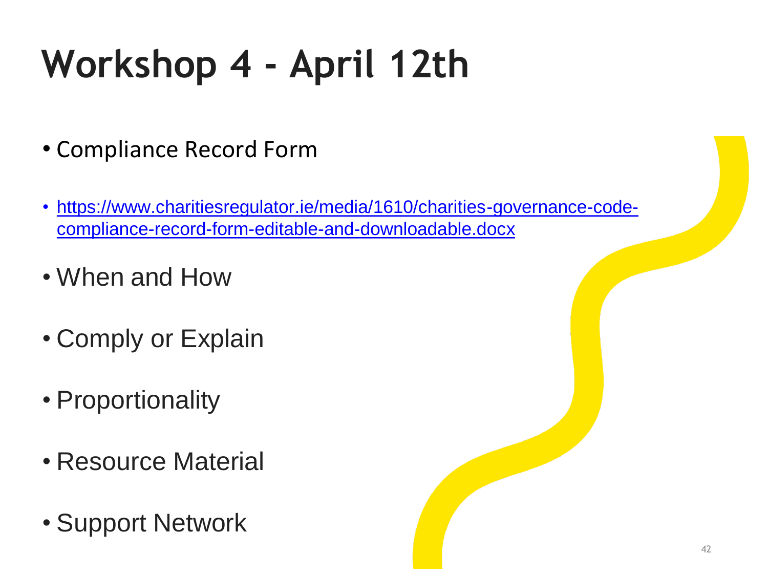# Workshop 4 - April 12th

- Compliance Record Form
- [https://www.charitiesregulator.ie/media/1610/charities-governance-code-compliance-record-form-editable-and-downloadable.docx](https://www.charitiesregulator.ie/media/1610/charities-governance-code-compliance-record-form-editable-and-downloadable.docx)
- When and How
- Comply or Explain
- Proportionality
- Resource Material
- Support Network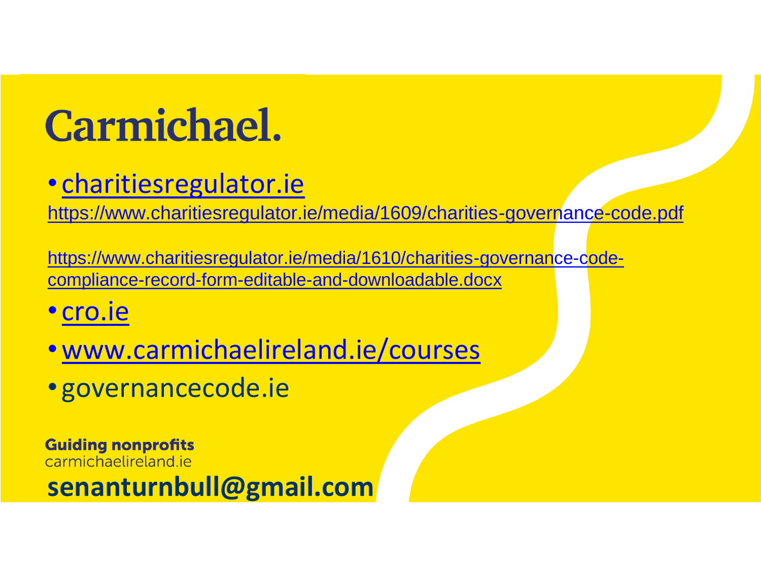# Carmichael.

- charitiesregulator.ie

  https://www.charitiesregulator.ie/media/1609/charities-governance-code.pdf

  https://www.charitiesregulator.ie/media/1610/charities-governance-code-compliance-record-form-editable-and-downloadable.docx

- cro.ie
- www.carmichaelireland.ie/courses
- governancecode.ie

**Guiding nonprofits**
carmichaelireland.ie

**senanturnbull@gmail.com**